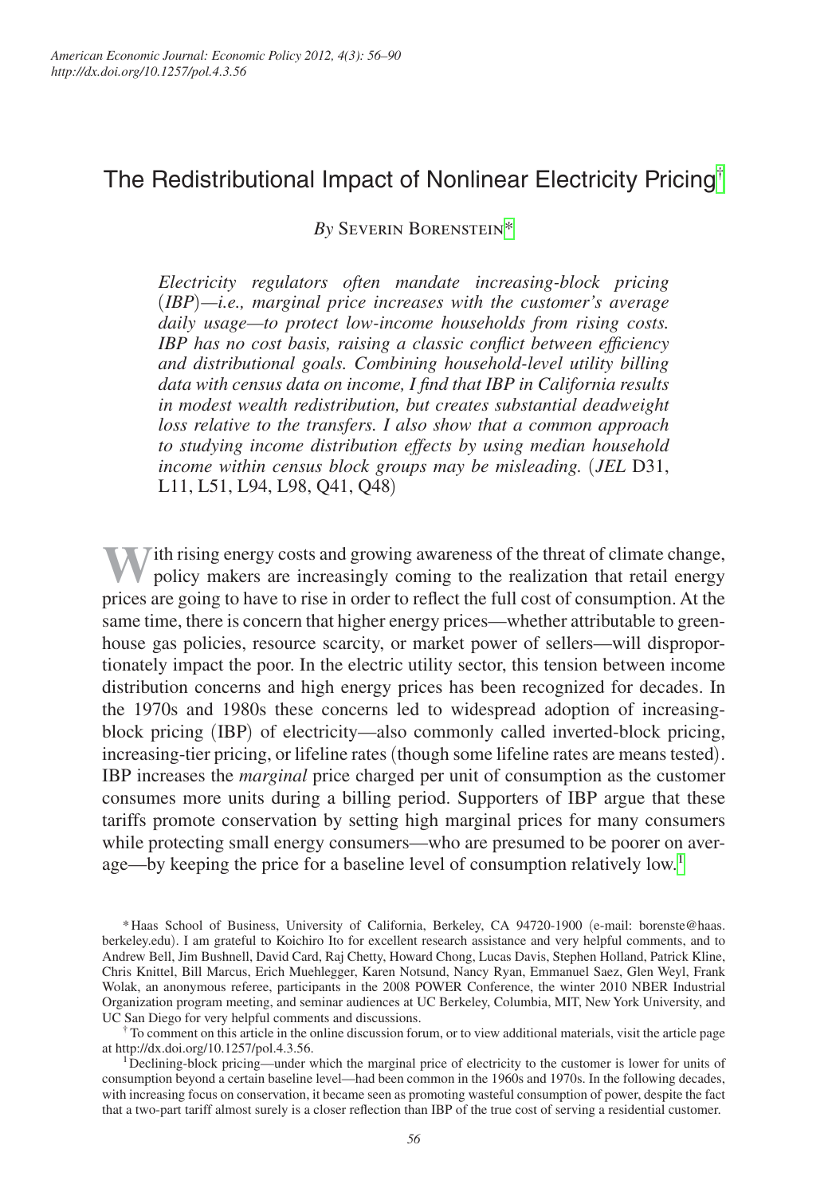# The Redistributional Impact of Nonlinear Electricity Pricing[†]

*By* Severin Borenstein[*]

*Electricity regulators often mandate increasing-block pricing (IBP)—i.e., marginal price increases with the customer's average daily usage—to protect low-income households from rising costs. IBP has no cost basis, raising a classic conflict between efficiency and distributional goals. Combining household-level utility billing data with census data on income, I find that IBP in California results in modest wealth redistribution, but creates substantial deadweight loss relative to the transfers. I also show that a common approach to studying income distribution effects by using median household income within census block groups may be misleading.* (*JEL* D31, L11, L51, L94, L98, Q41, Q48)

With rising energy costs and growing awareness of the threat of climate change, policy makers are increasingly coming to the realization that retail energy prices are going to have to rise in order to reflect the full cost of consumption. At the same time, there is concern that higher energy prices—whether attributable to greenhouse gas policies, resource scarcity, or market power of sellers—will disproportionately impact the poor. In the electric utility sector, this tension between income distribution concerns and high energy prices has been recognized for decades. In the 1970s and 1980s these concerns led to widespread adoption of increasing-block pricing (IBP) of electricity—also commonly called inverted-block pricing, increasing-tier pricing, or lifeline rates (though some lifeline rates are means tested). IBP increases the *marginal* price charged per unit of consumption as the customer consumes more units during a billing period. Supporters of IBP argue that these tariffs promote conservation by setting high marginal prices for many consumers while protecting small energy consumers—who are presumed to be poorer on average—by keeping the price for a baseline level of consumption relatively low.[1]

[*] Haas School of Business, University of California, Berkeley, CA 94720-1900 (e-mail: borenste@haas.berkeley.edu). I am grateful to Koichiro Ito for excellent research assistance and very helpful comments, and to Andrew Bell, Jim Bushnell, David Card, Raj Chetty, Howard Chong, Lucas Davis, Stephen Holland, Patrick Kline, Chris Knittel, Bill Marcus, Erich Muehlegger, Karen Notsund, Nancy Ryan, Emmanuel Saez, Glen Weyl, Frank Wolak, an anonymous referee, participants in the 2008 POWER Conference, the winter 2010 NBER Industrial Organization program meeting, and seminar audiences at UC Berkeley, Columbia, MIT, New York University, and UC San Diego for very helpful comments and discussions.

[†] To comment on this article in the online discussion forum, or to view additional materials, visit the article page at http://dx.doi.org/10.1257/pol.4.3.56.

[1] Declining-block pricing—under which the marginal price of electricity to the customer is lower for units of consumption beyond a certain baseline level—had been common in the 1960s and 1970s. In the following decades, with increasing focus on conservation, it became seen as promoting wasteful consumption of power, despite the fact that a two-part tariff almost surely is a closer reflection than IBP of the true cost of serving a residential customer.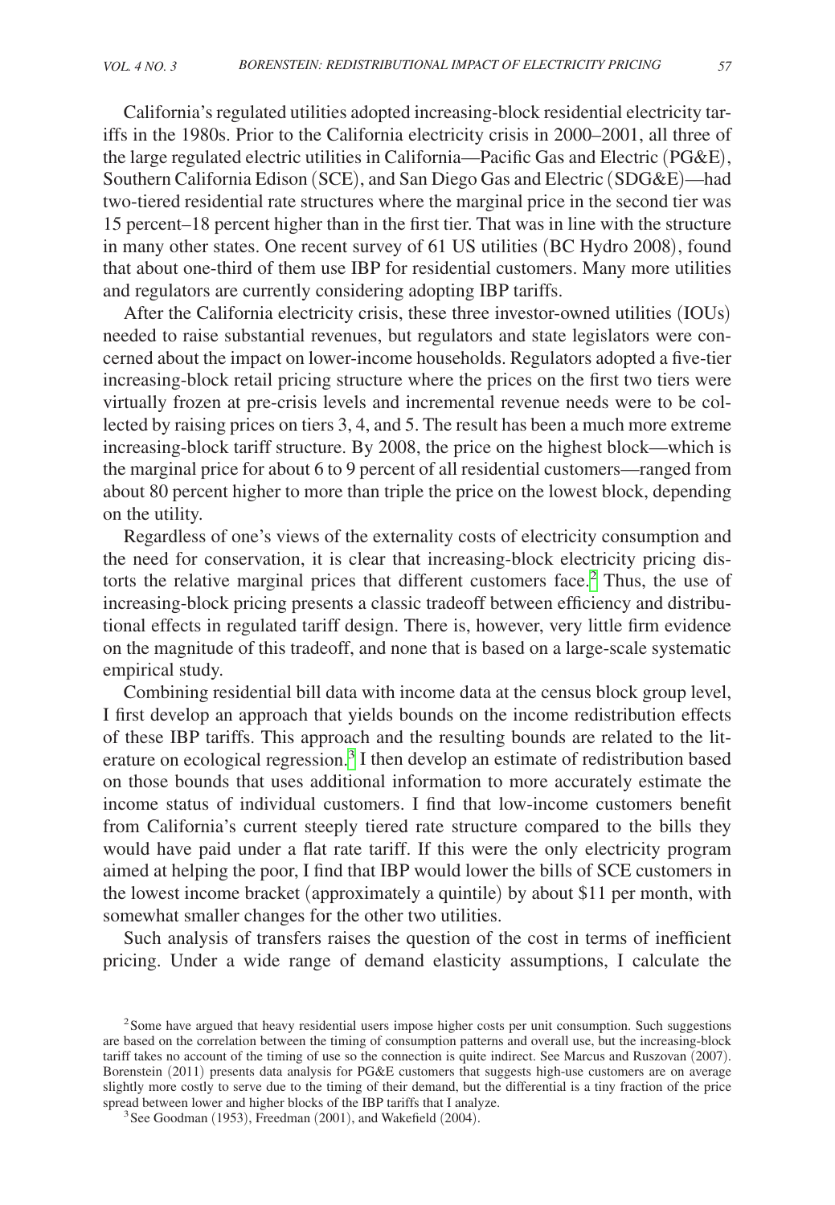California's regulated utilities adopted increasing-block residential electricity tariffs in the 1980s. Prior to the California electricity crisis in 2000–2001, all three of the large regulated electric utilities in California—Pacific Gas and Electric (PG&E), Southern California Edison (SCE), and San Diego Gas and Electric (SDG&E)—had two-tiered residential rate structures where the marginal price in the second tier was 15 percent–18 percent higher than in the first tier. That was in line with the structure in many other states. One recent survey of 61 US utilities (BC Hydro 2008), found that about one-third of them use IBP for residential customers. Many more utilities and regulators are currently considering adopting IBP tariffs.

After the California electricity crisis, these three investor-owned utilities (IOUs) needed to raise substantial revenues, but regulators and state legislators were concerned about the impact on lower-income households. Regulators adopted a five-tier increasing-block retail pricing structure where the prices on the first two tiers were virtually frozen at pre-crisis levels and incremental revenue needs were to be collected by raising prices on tiers 3, 4, and 5. The result has been a much more extreme increasing-block tariff structure. By 2008, the price on the highest block—which is the marginal price for about 6 to 9 percent of all residential customers—ranged from about 80 percent higher to more than triple the price on the lowest block, depending on the utility.

Regardless of one's views of the externality costs of electricity consumption and the need for conservation, it is clear that increasing-block electricity pricing distorts the relative marginal prices that different customers face.[2] Thus, the use of increasing-block pricing presents a classic tradeoff between efficiency and distributional effects in regulated tariff design. There is, however, very little firm evidence on the magnitude of this tradeoff, and none that is based on a large-scale systematic empirical study.

Combining residential bill data with income data at the census block group level, I first develop an approach that yields bounds on the income redistribution effects of these IBP tariffs. This approach and the resulting bounds are related to the literature on ecological regression.[3] I then develop an estimate of redistribution based on those bounds that uses additional information to more accurately estimate the income status of individual customers. I find that low-income customers benefit from California's current steeply tiered rate structure compared to the bills they would have paid under a flat rate tariff. If this were the only electricity program aimed at helping the poor, I find that IBP would lower the bills of SCE customers in the lowest income bracket (approximately a quintile) by about \$11 per month, with somewhat smaller changes for the other two utilities.

Such analysis of transfers raises the question of the cost in terms of inefficient pricing. Under a wide range of demand elasticity assumptions, I calculate the

[2] Some have argued that heavy residential users impose higher costs per unit consumption. Such suggestions are based on the correlation between the timing of consumption patterns and overall use, but the increasing-block tariff takes no account of the timing of use so the connection is quite indirect. See Marcus and Ruszovan (2007). Borenstein (2011) presents data analysis for PG&E customers that suggests high-use customers are on average slightly more costly to serve due to the timing of their demand, but the differential is a tiny fraction of the price spread between lower and higher blocks of the IBP tariffs that I analyze.

[3] See Goodman (1953), Freedman (2001), and Wakefield (2004).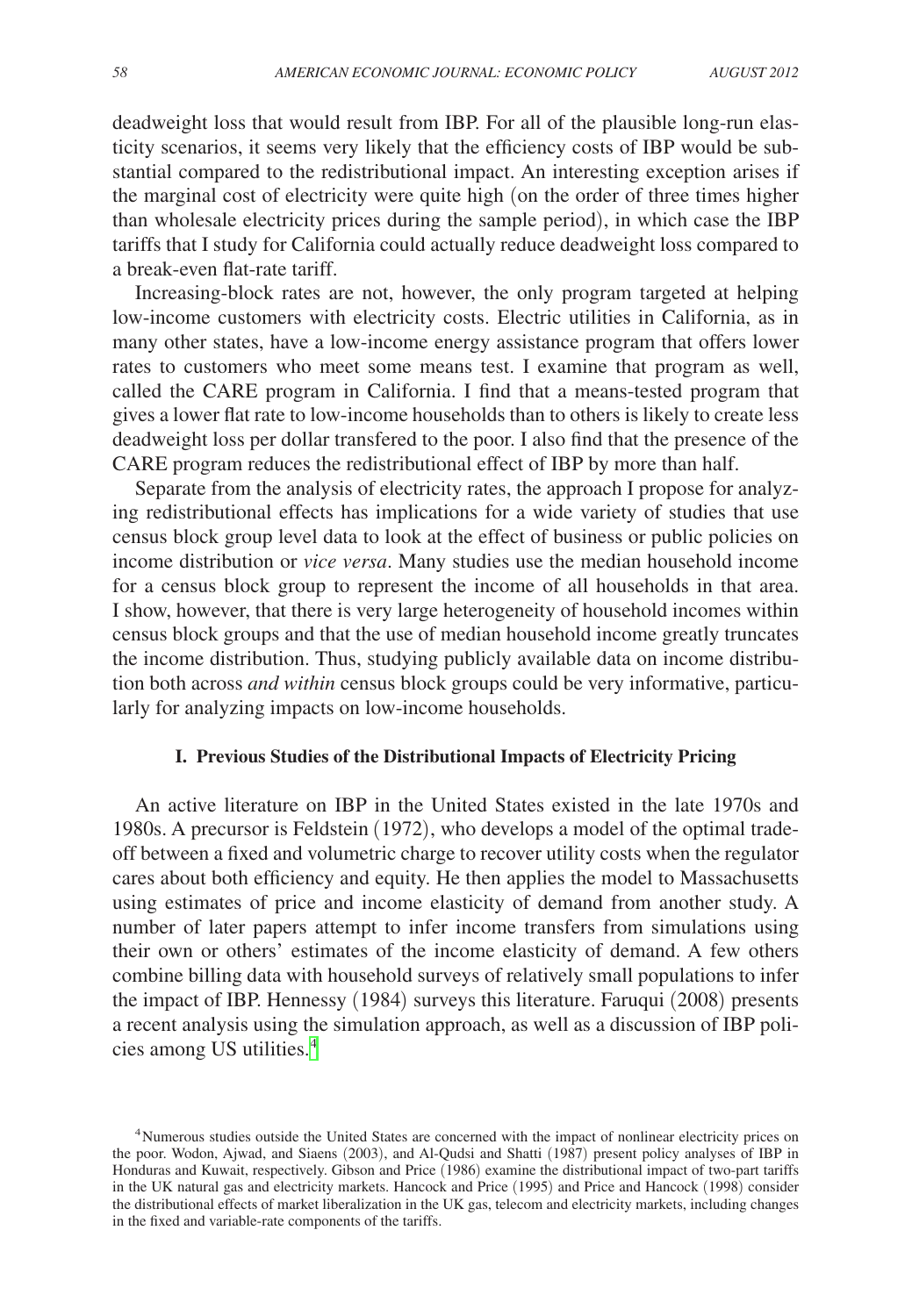deadweight loss that would result from IBP. For all of the plausible long-run elasticity scenarios, it seems very likely that the efficiency costs of IBP would be substantial compared to the redistributional impact. An interesting exception arises if the marginal cost of electricity were quite high (on the order of three times higher than wholesale electricity prices during the sample period), in which case the IBP tariffs that I study for California could actually reduce deadweight loss compared to a break-even flat-rate tariff.

Increasing-block rates are not, however, the only program targeted at helping low-income customers with electricity costs. Electric utilities in California, as in many other states, have a low-income energy assistance program that offers lower rates to customers who meet some means test. I examine that program as well, called the CARE program in California. I find that a means-tested program that gives a lower flat rate to low-income households than to others is likely to create less deadweight loss per dollar transfered to the poor. I also find that the presence of the CARE program reduces the redistributional effect of IBP by more than half.

Separate from the analysis of electricity rates, the approach I propose for analyzing redistributional effects has implications for a wide variety of studies that use census block group level data to look at the effect of business or public policies on income distribution or *vice versa*. Many studies use the median household income for a census block group to represent the income of all households in that area. I show, however, that there is very large heterogeneity of household incomes within census block groups and that the use of median household income greatly truncates the income distribution. Thus, studying publicly available data on income distribution both across *and within* census block groups could be very informative, particularly for analyzing impacts on low-income households.

## I. Previous Studies of the Distributional Impacts of Electricity Pricing

An active literature on IBP in the United States existed in the late 1970s and 1980s. A precursor is Feldstein (1972), who develops a model of the optimal tradeoff between a fixed and volumetric charge to recover utility costs when the regulator cares about both efficiency and equity. He then applies the model to Massachusetts using estimates of price and income elasticity of demand from another study. A number of later papers attempt to infer income transfers from simulations using their own or others' estimates of the income elasticity of demand. A few others combine billing data with household surveys of relatively small populations to infer the impact of IBP. Hennessy (1984) surveys this literature. Faruqui (2008) presents a recent analysis using the simulation approach, as well as a discussion of IBP policies among US utilities.[4]

[4] Numerous studies outside the United States are concerned with the impact of nonlinear electricity prices on the poor. Wodon, Ajwad, and Siaens (2003), and Al-Qudsi and Shatti (1987) present policy analyses of IBP in Honduras and Kuwait, respectively. Gibson and Price (1986) examine the distributional impact of two-part tariffs in the UK natural gas and electricity markets. Hancock and Price (1995) and Price and Hancock (1998) consider the distributional effects of market liberalization in the UK gas, telecom and electricity markets, including changes in the fixed and variable-rate components of the tariffs.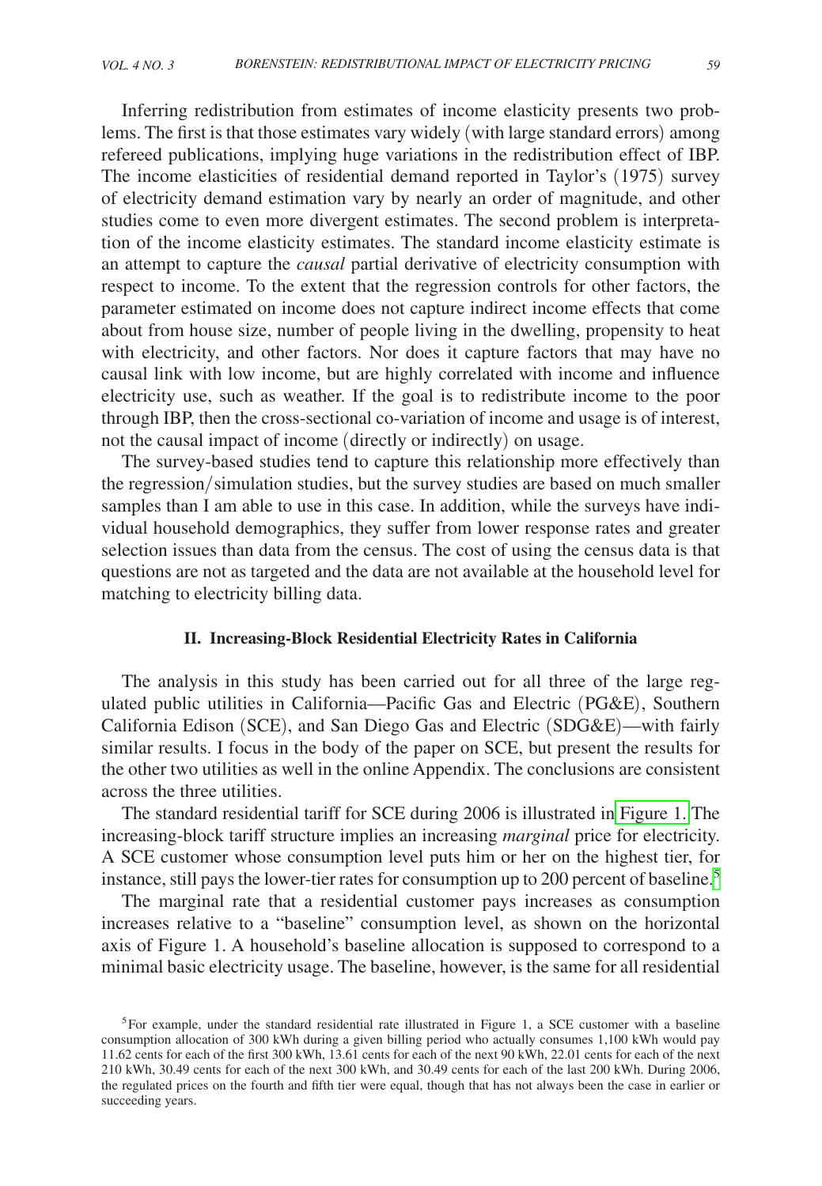Inferring redistribution from estimates of income elasticity presents two problems. The first is that those estimates vary widely (with large standard errors) among refereed publications, implying huge variations in the redistribution effect of IBP. The income elasticities of residential demand reported in Taylor's (1975) survey of electricity demand estimation vary by nearly an order of magnitude, and other studies come to even more divergent estimates. The second problem is interpretation of the income elasticity estimates. The standard income elasticity estimate is an attempt to capture the *causal* partial derivative of electricity consumption with respect to income. To the extent that the regression controls for other factors, the parameter estimated on income does not capture indirect income effects that come about from house size, number of people living in the dwelling, propensity to heat with electricity, and other factors. Nor does it capture factors that may have no causal link with low income, but are highly correlated with income and influence electricity use, such as weather. If the goal is to redistribute income to the poor through IBP, then the cross-sectional co-variation of income and usage is of interest, not the causal impact of income (directly or indirectly) on usage.

The survey-based studies tend to capture this relationship more effectively than the regression/simulation studies, but the survey studies are based on much smaller samples than I am able to use in this case. In addition, while the surveys have individual household demographics, they suffer from lower response rates and greater selection issues than data from the census. The cost of using the census data is that questions are not as targeted and the data are not available at the household level for matching to electricity billing data.

## II. Increasing-Block Residential Electricity Rates in California

The analysis in this study has been carried out for all three of the large regulated public utilities in California—Pacific Gas and Electric (PG&E), Southern California Edison (SCE), and San Diego Gas and Electric (SDG&E)—with fairly similar results. I focus in the body of the paper on SCE, but present the results for the other two utilities as well in the online Appendix. The conclusions are consistent across the three utilities.

The standard residential tariff for SCE during 2006 is illustrated in Figure 1. The increasing-block tariff structure implies an increasing *marginal* price for electricity. A SCE customer whose consumption level puts him or her on the highest tier, for instance, still pays the lower-tier rates for consumption up to 200 percent of baseline.[5]

The marginal rate that a residential customer pays increases as consumption increases relative to a "baseline" consumption level, as shown on the horizontal axis of Figure 1. A household's baseline allocation is supposed to correspond to a minimal basic electricity usage. The baseline, however, is the same for all residential

[5]For example, under the standard residential rate illustrated in Figure 1, a SCE customer with a baseline consumption allocation of 300 kWh during a given billing period who actually consumes 1,100 kWh would pay 11.62 cents for each of the first 300 kWh, 13.61 cents for each of the next 90 kWh, 22.01 cents for each of the next 210 kWh, 30.49 cents for each of the next 300 kWh, and 30.49 cents for each of the last 200 kWh. During 2006, the regulated prices on the fourth and fifth tier were equal, though that has not always been the case in earlier or succeeding years.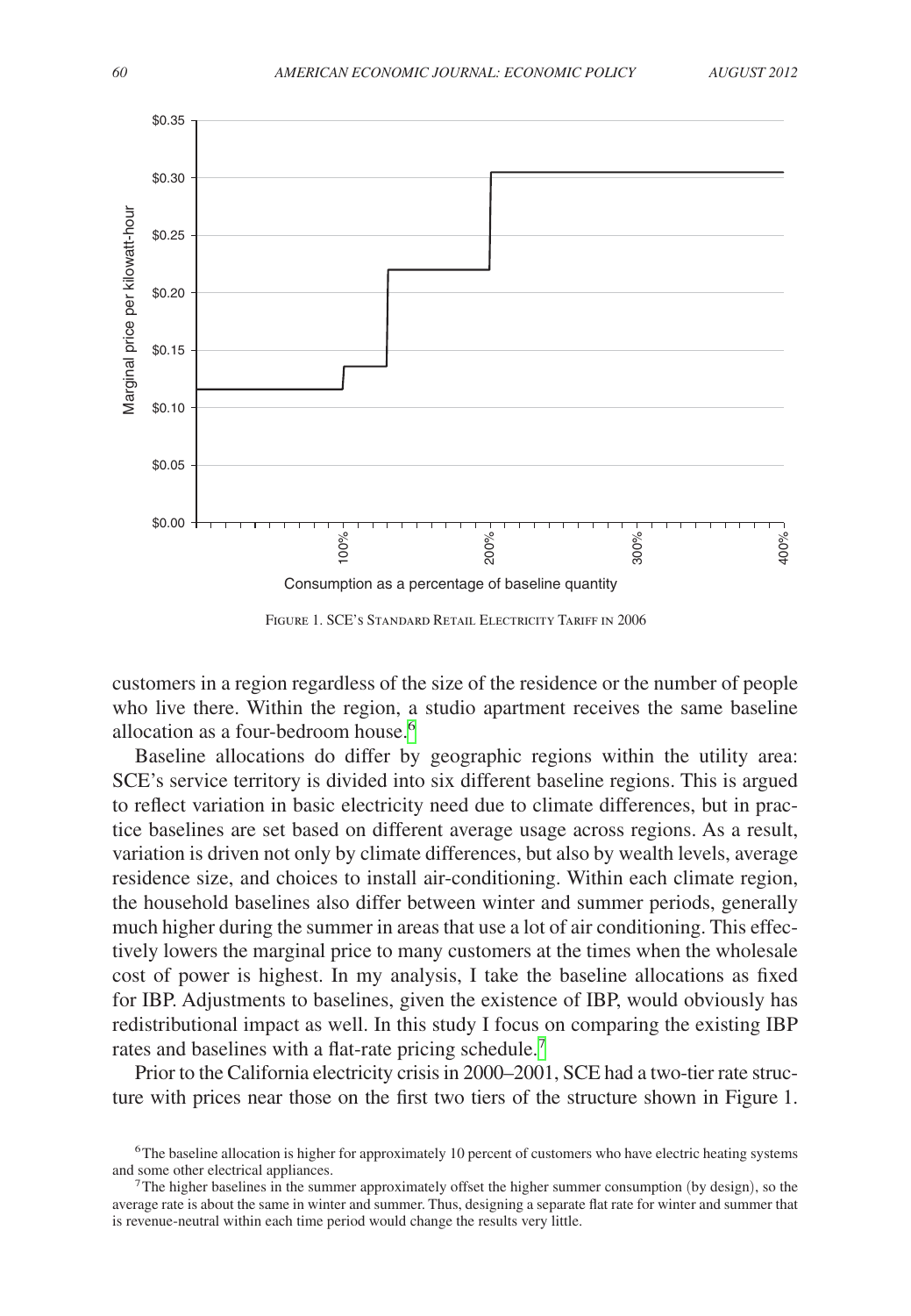Figure 1. SCE's Standard Retail Electricity Tariff in 2006

customers in a region regardless of the size of the residence or the number of people who live there. Within the region, a studio apartment receives the same baseline allocation as a four-bedroom house.[6]

Baseline allocations do differ by geographic regions within the utility area: SCE's service territory is divided into six different baseline regions. This is argued to reflect variation in basic electricity need due to climate differences, but in practice baselines are set based on different average usage across regions. As a result, variation is driven not only by climate differences, but also by wealth levels, average residence size, and choices to install air-conditioning. Within each climate region, the household baselines also differ between winter and summer periods, generally much higher during the summer in areas that use a lot of air conditioning. This effectively lowers the marginal price to many customers at the times when the wholesale cost of power is highest. In my analysis, I take the baseline allocations as fixed for IBP. Adjustments to baselines, given the existence of IBP, would obviously has redistributional impact as well. In this study I focus on comparing the existing IBP rates and baselines with a flat-rate pricing schedule.[7]

Prior to the California electricity crisis in 2000–2001, SCE had a two-tier rate structure with prices near those on the first two tiers of the structure shown in Figure 1.

[6] The baseline allocation is higher for approximately 10 percent of customers who have electric heating systems and some other electrical appliances.

[7] The higher baselines in the summer approximately offset the higher summer consumption (by design), so the average rate is about the same in winter and summer. Thus, designing a separate flat rate for winter and summer that is revenue-neutral within each time period would change the results very little.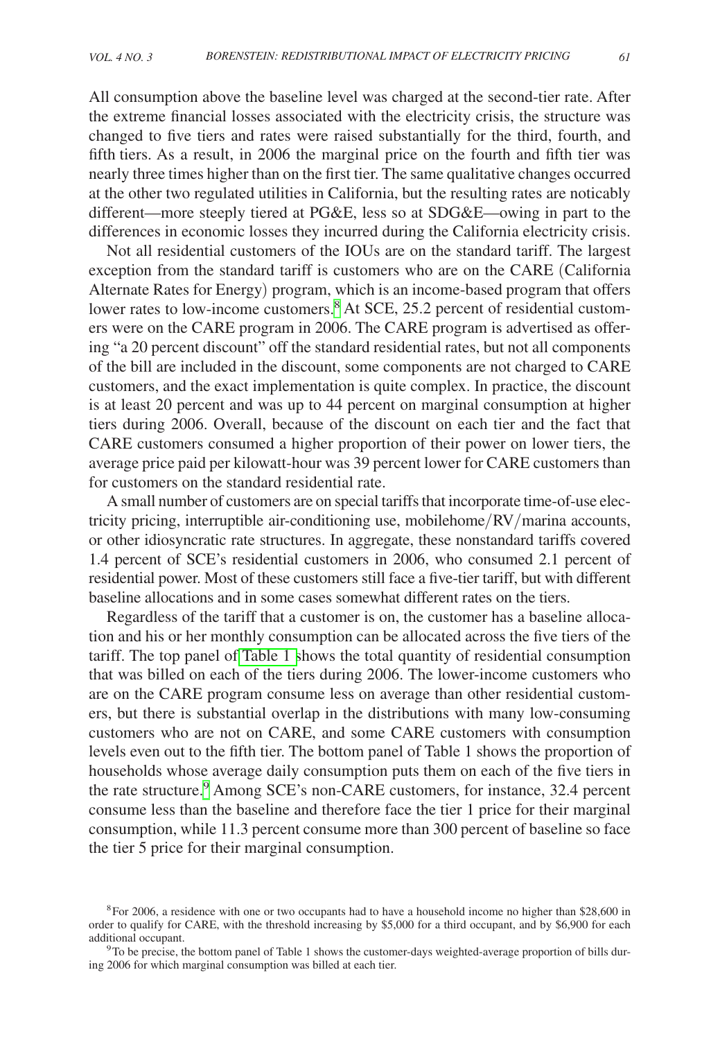All consumption above the baseline level was charged at the second-tier rate. After the extreme financial losses associated with the electricity crisis, the structure was changed to five tiers and rates were raised substantially for the third, fourth, and fifth tiers. As a result, in 2006 the marginal price on the fourth and fifth tier was nearly three times higher than on the first tier. The same qualitative changes occurred at the other two regulated utilities in California, but the resulting rates are noticably different—more steeply tiered at PG&E, less so at SDG&E—owing in part to the differences in economic losses they incurred during the California electricity crisis.

Not all residential customers of the IOUs are on the standard tariff. The largest exception from the standard tariff is customers who are on the CARE (California Alternate Rates for Energy) program, which is an income-based program that offers lower rates to low-income customers.[8] At SCE, 25.2 percent of residential customers were on the CARE program in 2006. The CARE program is advertised as offering "a 20 percent discount" off the standard residential rates, but not all components of the bill are included in the discount, some components are not charged to CARE customers, and the exact implementation is quite complex. In practice, the discount is at least 20 percent and was up to 44 percent on marginal consumption at higher tiers during 2006. Overall, because of the discount on each tier and the fact that CARE customers consumed a higher proportion of their power on lower tiers, the average price paid per kilowatt-hour was 39 percent lower for CARE customers than for customers on the standard residential rate.

A small number of customers are on special tariffs that incorporate time-of-use electricity pricing, interruptible air-conditioning use, mobilehome/RV/marina accounts, or other idiosyncratic rate structures. In aggregate, these nonstandard tariffs covered 1.4 percent of SCE's residential customers in 2006, who consumed 2.1 percent of residential power. Most of these customers still face a five-tier tariff, but with different baseline allocations and in some cases somewhat different rates on the tiers.

Regardless of the tariff that a customer is on, the customer has a baseline allocation and his or her monthly consumption can be allocated across the five tiers of the tariff. The top panel of Table 1 shows the total quantity of residential consumption that was billed on each of the tiers during 2006. The lower-income customers who are on the CARE program consume less on average than other residential customers, but there is substantial overlap in the distributions with many low-consuming customers who are not on CARE, and some CARE customers with consumption levels even out to the fifth tier. The bottom panel of Table 1 shows the proportion of households whose average daily consumption puts them on each of the five tiers in the rate structure.[9] Among SCE's non-CARE customers, for instance, 32.4 percent consume less than the baseline and therefore face the tier 1 price for their marginal consumption, while 11.3 percent consume more than 300 percent of baseline so face the tier 5 price for their marginal consumption.

[8] For 2006, a residence with one or two occupants had to have a household income no higher than $28,600 in order to qualify for CARE, with the threshold increasing by $5,000 for a third occupant, and by $6,900 for each additional occupant.

[9] To be precise, the bottom panel of Table 1 shows the customer-days weighted-average proportion of bills during 2006 for which marginal consumption was billed at each tier.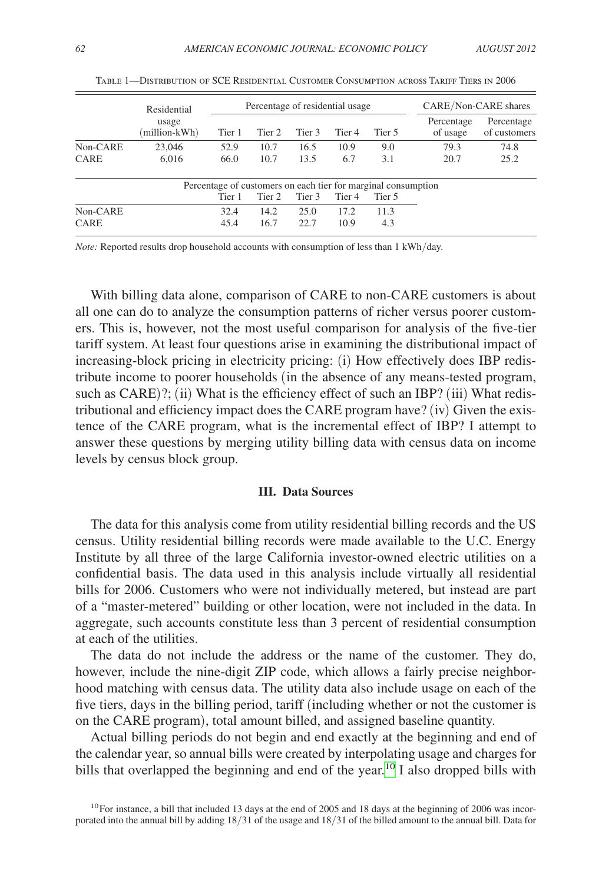Table 1—Distribution of SCE Residential Customer Consumption across Tariff Tiers in 2006

| | Residential usage (million-kWh) | Percentage of residential usage | | | | | CARE/Non-CARE shares | |
|---|---|---|---|---|---|---|---|---|
| | | Tier 1 | Tier 2 | Tier 3 | Tier 4 | Tier 5 | Percentage of usage | Percentage of customers |
| Non-CARE | 23,046 | 52.9 | 10.7 | 16.5 | 10.9 | 9.0 | 79.3 | 74.8 |
| CARE | 6,016 | 66.0 | 10.7 | 13.5 | 6.7 | 3.1 | 20.7 | 25.2 |
| | | Percentage of customers on each tier for marginal consumption | | | | | | |
| | | Tier 1 | Tier 2 | Tier 3 | Tier 4 | Tier 5 | | |
| Non-CARE | | 32.4 | 14.2 | 25.0 | 17.2 | 11.3 | | |
| CARE | | 45.4 | 16.7 | 22.7 | 10.9 | 4.3 | | |

*Note:* Reported results drop household accounts with consumption of less than 1 kWh/day.

With billing data alone, comparison of CARE to non-CARE customers is about all one can do to analyze the consumption patterns of richer versus poorer customers. This is, however, not the most useful comparison for analysis of the five-tier tariff system. At least four questions arise in examining the distributional impact of increasing-block pricing in electricity pricing: (i) How effectively does IBP redistribute income to poorer households (in the absence of any means-tested program, such as CARE)?; (ii) What is the efficiency effect of such an IBP? (iii) What redistributional and efficiency impact does the CARE program have? (iv) Given the existence of the CARE program, what is the incremental effect of IBP? I attempt to answer these questions by merging utility billing data with census data on income levels by census block group.

## III. Data Sources

The data for this analysis come from utility residential billing records and the US census. Utility residential billing records were made available to the U.C. Energy Institute by all three of the large California investor-owned electric utilities on a confidential basis. The data used in this analysis include virtually all residential bills for 2006. Customers who were not individually metered, but instead are part of a "master-metered" building or other location, were not included in the data. In aggregate, such accounts constitute less than 3 percent of residential consumption at each of the utilities.

The data do not include the address or the name of the customer. They do, however, include the nine-digit ZIP code, which allows a fairly precise neighborhood matching with census data. The utility data also include usage on each of the five tiers, days in the billing period, tariff (including whether or not the customer is on the CARE program), total amount billed, and assigned baseline quantity.

Actual billing periods do not begin and end exactly at the beginning and end of the calendar year, so annual bills were created by interpolating usage and charges for bills that overlapped the beginning and end of the year.[10] I also dropped bills with

[10] For instance, a bill that included 13 days at the end of 2005 and 18 days at the beginning of 2006 was incorporated into the annual bill by adding 18/31 of the usage and 18/31 of the billed amount to the annual bill. Data for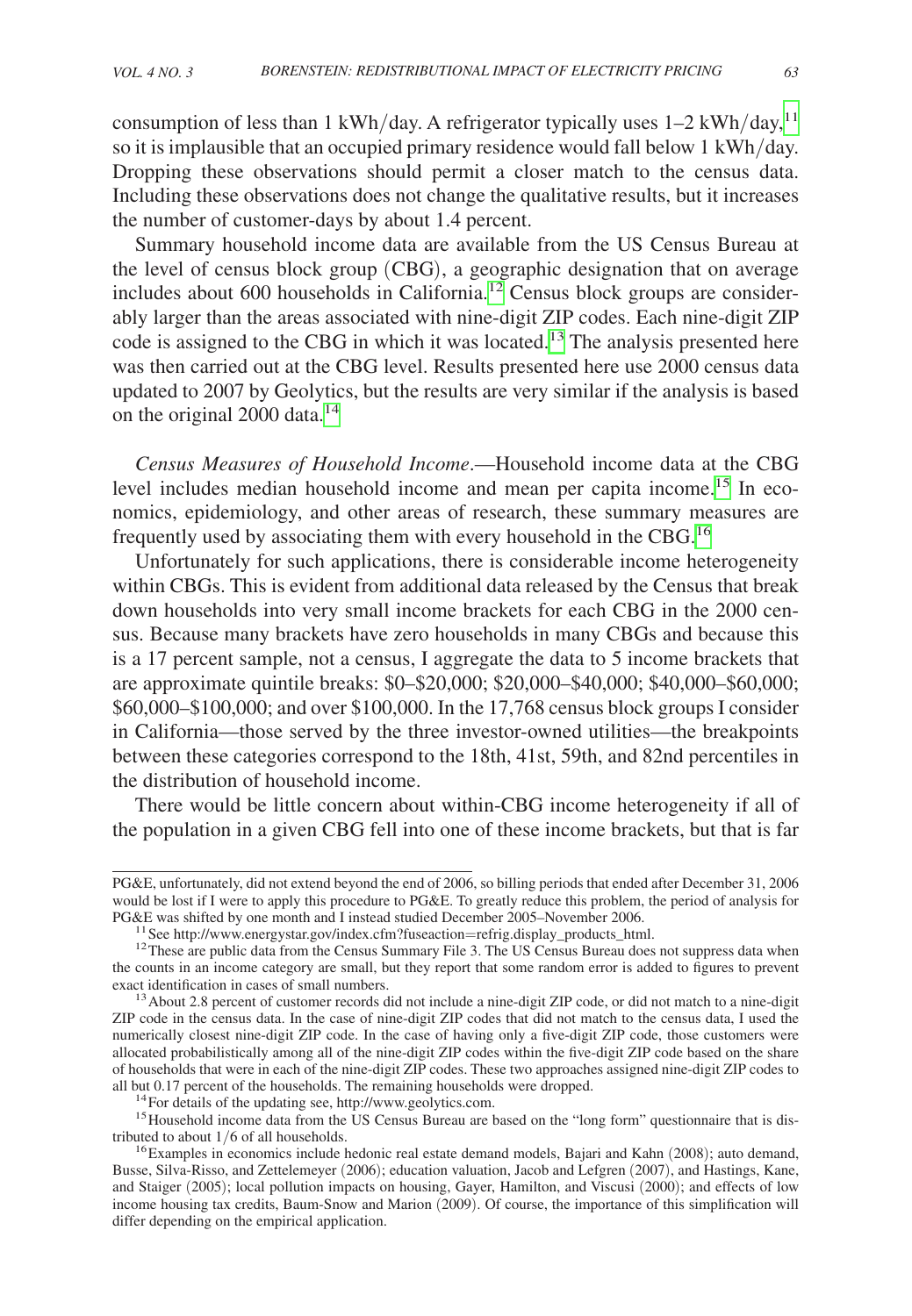consumption of less than 1 kWh/day. A refrigerator typically uses 1–2 kWh/day,[11] so it is implausible that an occupied primary residence would fall below 1 kWh/day. Dropping these observations should permit a closer match to the census data. Including these observations does not change the qualitative results, but it increases the number of customer-days by about 1.4 percent.

Summary household income data are available from the US Census Bureau at the level of census block group (CBG), a geographic designation that on average includes about 600 households in California.[12] Census block groups are considerably larger than the areas associated with nine-digit ZIP codes. Each nine-digit ZIP code is assigned to the CBG in which it was located.[13] The analysis presented here was then carried out at the CBG level. Results presented here use 2000 census data updated to 2007 by Geolytics, but the results are very similar if the analysis is based on the original 2000 data.[14]

*Census Measures of Household Income*.—Household income data at the CBG level includes median household income and mean per capita income.[15] In economics, epidemiology, and other areas of research, these summary measures are frequently used by associating them with every household in the CBG.[16]

Unfortunately for such applications, there is considerable income heterogeneity within CBGs. This is evident from additional data released by the Census that break down households into very small income brackets for each CBG in the 2000 census. Because many brackets have zero households in many CBGs and because this is a 17 percent sample, not a census, I aggregate the data to 5 income brackets that are approximate quintile breaks: \$0–\$20,000; \$20,000–\$40,000; \$40,000–\$60,000; \$60,000–\$100,000; and over \$100,000. In the 17,768 census block groups I consider in California—those served by the three investor-owned utilities—the breakpoints between these categories correspond to the 18th, 41st, 59th, and 82nd percentiles in the distribution of household income.

There would be little concern about within-CBG income heterogeneity if all of the population in a given CBG fell into one of these income brackets, but that is far

---

PG&E, unfortunately, did not extend beyond the end of 2006, so billing periods that ended after December 31, 2006 would be lost if I were to apply this procedure to PG&E. To greatly reduce this problem, the period of analysis for PG&E was shifted by one month and I instead studied December 2005–November 2006.

[11] See http://www.energystar.gov/index.cfm?fuseaction=refrig.display_products_html.

[12] These are public data from the Census Summary File 3. The US Census Bureau does not suppress data when the counts in an income category are small, but they report that some random error is added to figures to prevent exact identification in cases of small numbers.

[13] About 2.8 percent of customer records did not include a nine-digit ZIP code, or did not match to a nine-digit ZIP code in the census data. In the case of nine-digit ZIP codes that did not match to the census data, I used the numerically closest nine-digit ZIP code. In the case of having only a five-digit ZIP code, those customers were allocated probabilistically among all of the nine-digit ZIP codes within the five-digit ZIP code based on the share of households that were in each of the nine-digit ZIP codes. These two approaches assigned nine-digit ZIP codes to all but 0.17 percent of the households. The remaining households were dropped.

[14] For details of the updating see, http://www.geolytics.com.

[15] Household income data from the US Census Bureau are based on the "long form" questionnaire that is distributed to about 1/6 of all households.

[16] Examples in economics include hedonic real estate demand models, Bajari and Kahn (2008); auto demand, Busse, Silva-Risso, and Zettelemeyer (2006); education valuation, Jacob and Lefgren (2007), and Hastings, Kane, and Staiger (2005); local pollution impacts on housing, Gayer, Hamilton, and Viscusi (2000); and effects of low income housing tax credits, Baum-Snow and Marion (2009). Of course, the importance of this simplification will differ depending on the empirical application.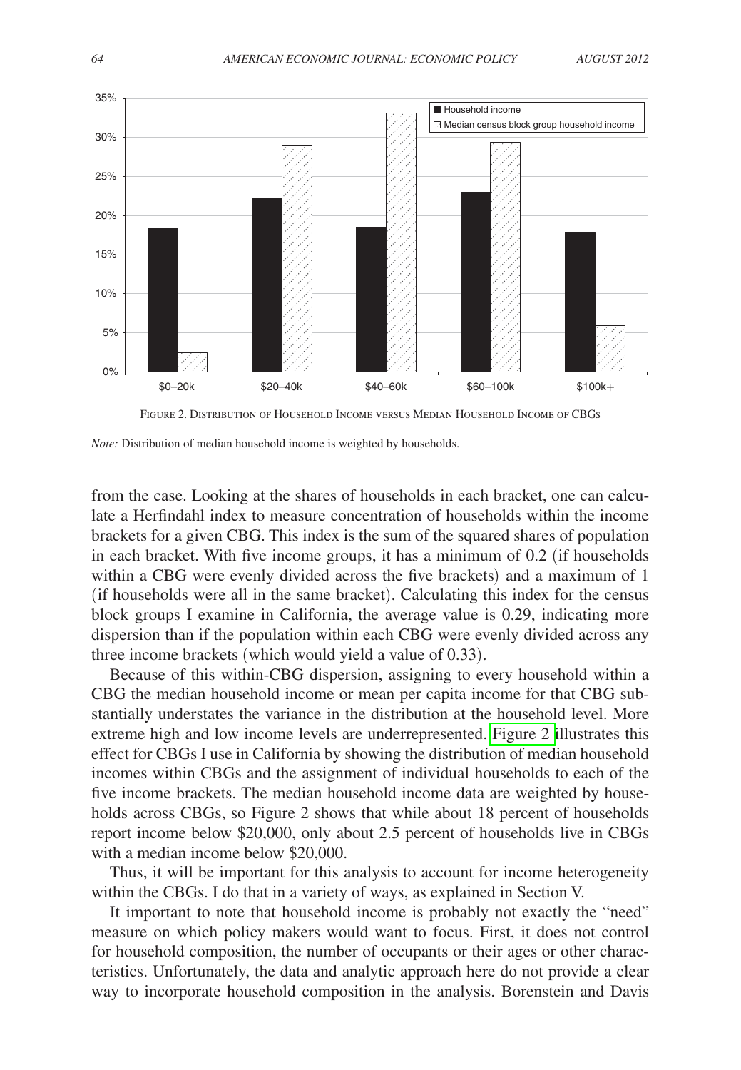FIGURE 2. DISTRIBUTION OF HOUSEHOLD INCOME VERSUS MEDIAN HOUSEHOLD INCOME OF CBGS

*Note:* Distribution of median household income is weighted by households.

from the case. Looking at the shares of households in each bracket, one can calculate a Herfindahl index to measure concentration of households within the income brackets for a given CBG. This index is the sum of the squared shares of population in each bracket. With five income groups, it has a minimum of 0.2 (if households within a CBG were evenly divided across the five brackets) and a maximum of 1 (if households were all in the same bracket). Calculating this index for the census block groups I examine in California, the average value is 0.29, indicating more dispersion than if the population within each CBG were evenly divided across any three income brackets (which would yield a value of 0.33).

Because of this within-CBG dispersion, assigning to every household within a CBG the median household income or mean per capita income for that CBG substantially understates the variance in the distribution at the household level. More extreme high and low income levels are underrepresented. Figure 2 illustrates this effect for CBGs I use in California by showing the distribution of median household incomes within CBGs and the assignment of individual households to each of the five income brackets. The median household income data are weighted by households across CBGs, so Figure 2 shows that while about 18 percent of households report income below \$20,000, only about 2.5 percent of households live in CBGs with a median income below \$20,000.

Thus, it will be important for this analysis to account for income heterogeneity within the CBGs. I do that in a variety of ways, as explained in Section V.

It important to note that household income is probably not exactly the "need" measure on which policy makers would want to focus. First, it does not control for household composition, the number of occupants or their ages or other characteristics. Unfortunately, the data and analytic approach here do not provide a clear way to incorporate household composition in the analysis. Borenstein and Davis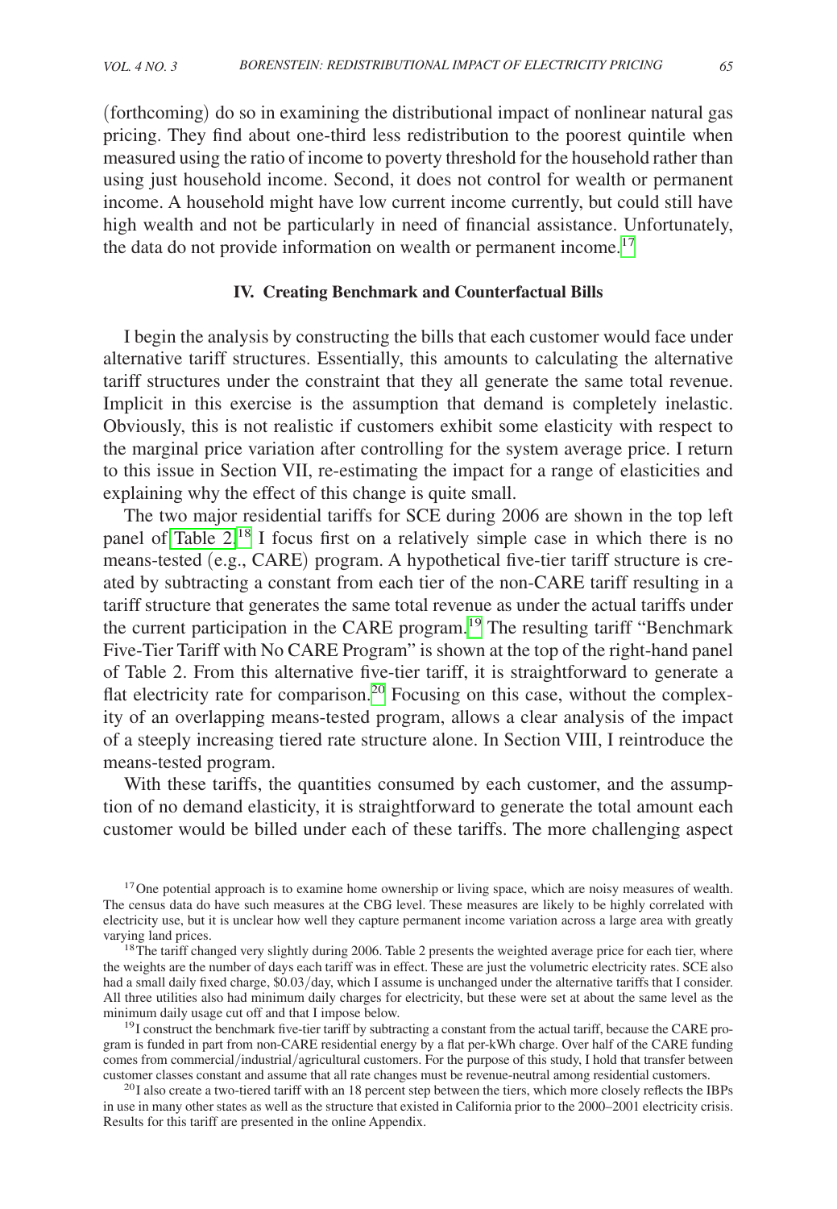(forthcoming) do so in examining the distributional impact of nonlinear natural gas pricing. They find about one-third less redistribution to the poorest quintile when measured using the ratio of income to poverty threshold for the household rather than using just household income. Second, it does not control for wealth or permanent income. A household might have low current income currently, but could still have high wealth and not be particularly in need of financial assistance. Unfortunately, the data do not provide information on wealth or permanent income.[17]

## IV. Creating Benchmark and Counterfactual Bills

I begin the analysis by constructing the bills that each customer would face under alternative tariff structures. Essentially, this amounts to calculating the alternative tariff structures under the constraint that they all generate the same total revenue. Implicit in this exercise is the assumption that demand is completely inelastic. Obviously, this is not realistic if customers exhibit some elasticity with respect to the marginal price variation after controlling for the system average price. I return to this issue in Section VII, re-estimating the impact for a range of elasticities and explaining why the effect of this change is quite small.

The two major residential tariffs for SCE during 2006 are shown in the top left panel of Table 2.[18] I focus first on a relatively simple case in which there is no means-tested (e.g., CARE) program. A hypothetical five-tier tariff structure is created by subtracting a constant from each tier of the non-CARE tariff resulting in a tariff structure that generates the same total revenue as under the actual tariffs under the current participation in the CARE program.[19] The resulting tariff "Benchmark Five-Tier Tariff with No CARE Program" is shown at the top of the right-hand panel of Table 2. From this alternative five-tier tariff, it is straightforward to generate a flat electricity rate for comparison.[20] Focusing on this case, without the complexity of an overlapping means-tested program, allows a clear analysis of the impact of a steeply increasing tiered rate structure alone. In Section VIII, I reintroduce the means-tested program.

With these tariffs, the quantities consumed by each customer, and the assumption of no demand elasticity, it is straightforward to generate the total amount each customer would be billed under each of these tariffs. The more challenging aspect

[17] One potential approach is to examine home ownership or living space, which are noisy measures of wealth. The census data do have such measures at the CBG level. These measures are likely to be highly correlated with electricity use, but it is unclear how well they capture permanent income variation across a large area with greatly varying land prices.

[18] The tariff changed very slightly during 2006. Table 2 presents the weighted average price for each tier, where the weights are the number of days each tariff was in effect. These are just the volumetric electricity rates. SCE also had a small daily fixed charge, \$0.03/day, which I assume is unchanged under the alternative tariffs that I consider. All three utilities also had minimum daily charges for electricity, but these were set at about the same level as the minimum daily usage cut off and that I impose below.

[19] I construct the benchmark five-tier tariff by subtracting a constant from the actual tariff, because the CARE program is funded in part from non-CARE residential energy by a flat per-kWh charge. Over half of the CARE funding comes from commercial/industrial/agricultural customers. For the purpose of this study, I hold that transfer between customer classes constant and assume that all rate changes must be revenue-neutral among residential customers.

[20] I also create a two-tiered tariff with an 18 percent step between the tiers, which more closely reflects the IBPs in use in many other states as well as the structure that existed in California prior to the 2000–2001 electricity crisis. Results for this tariff are presented in the online Appendix.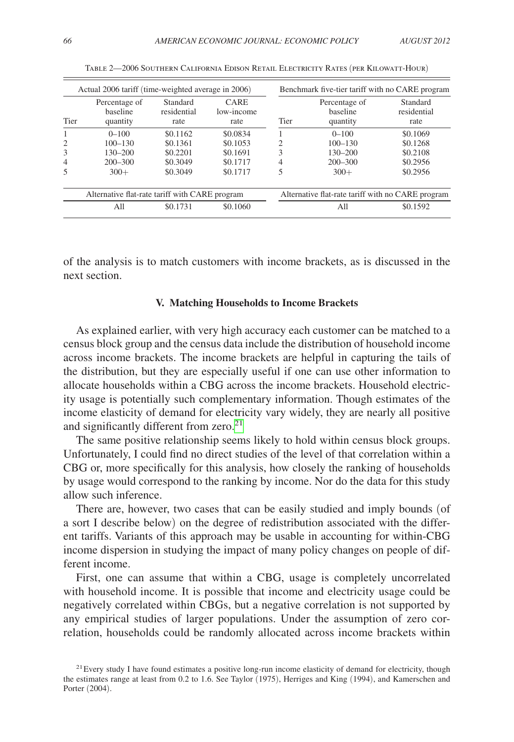Table 2—2006 Southern California Edison Retail Electricity Rates (per Kilowatt-Hour)

| Actual 2006 tariff (time-weighted average in 2006) | | | | Benchmark five-tier tariff with no CARE program | | |
|---|---|---|---|---|---|---|
| Tier | Percentage of baseline quantity | Standard residential rate | CARE low-income rate | Tier | Percentage of baseline quantity | Standard residential rate |
| 1 | 0–100 | \$0.1162 | \$0.0834 | 1 | 0–100 | \$0.1069 |
| 2 | 100–130 | \$0.1361 | \$0.1053 | 2 | 100–130 | \$0.1268 |
| 3 | 130–200 | \$0.2201 | \$0.1691 | 3 | 130–200 | \$0.2108 |
| 4 | 200–300 | \$0.3049 | \$0.1717 | 4 | 200–300 | \$0.2956 |
| 5 | 300+ | \$0.3049 | \$0.1717 | 5 | 300+ | \$0.2956 |
| Alternative flat-rate tariff with CARE program | | | | Alternative flat-rate tariff with no CARE program | | |
| | All | \$0.1731 | \$0.1060 | | All | \$0.1592 |

of the analysis is to match customers with income brackets, as is discussed in the next section.

## V. Matching Households to Income Brackets

As explained earlier, with very high accuracy each customer can be matched to a census block group and the census data include the distribution of household income across income brackets. The income brackets are helpful in capturing the tails of the distribution, but they are especially useful if one can use other information to allocate households within a CBG across the income brackets. Household electricity usage is potentially such complementary information. Though estimates of the income elasticity of demand for electricity vary widely, they are nearly all positive and significantly different from zero.[21]

The same positive relationship seems likely to hold within census block groups. Unfortunately, I could find no direct studies of the level of that correlation within a CBG or, more specifically for this analysis, how closely the ranking of households by usage would correspond to the ranking by income. Nor do the data for this study allow such inference.

There are, however, two cases that can be easily studied and imply bounds (of a sort I describe below) on the degree of redistribution associated with the different tariffs. Variants of this approach may be usable in accounting for within-CBG income dispersion in studying the impact of many policy changes on people of different income.

First, one can assume that within a CBG, usage is completely uncorrelated with household income. It is possible that income and electricity usage could be negatively correlated within CBGs, but a negative correlation is not supported by any empirical studies of larger populations. Under the assumption of zero correlation, households could be randomly allocated across income brackets within

[21] Every study I have found estimates a positive long-run income elasticity of demand for electricity, though the estimates range at least from 0.2 to 1.6. See Taylor (1975), Herriges and King (1994), and Kamerschen and Porter (2004).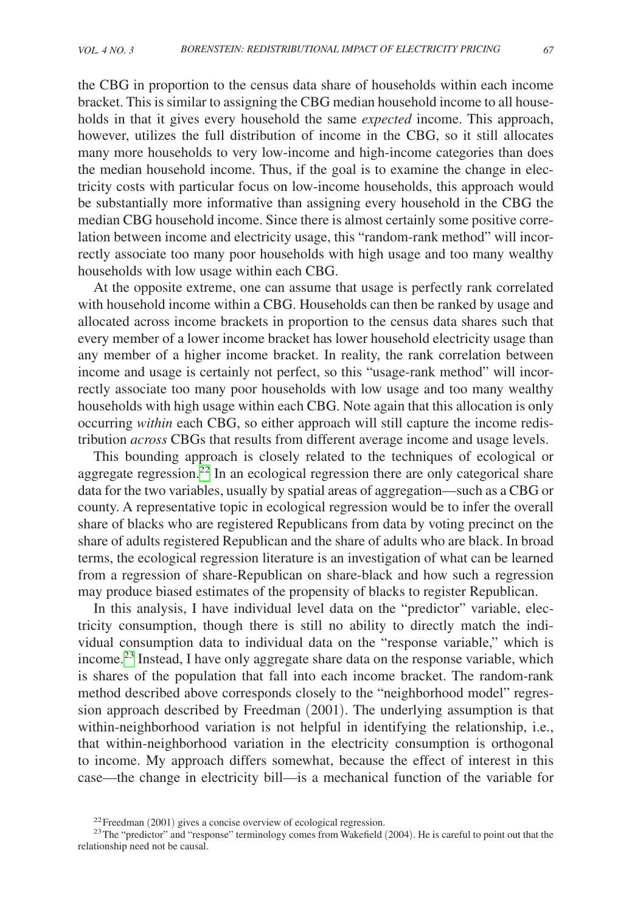the CBG in proportion to the census data share of households within each income bracket. This is similar to assigning the CBG median household income to all households in that it gives every household the same *expected* income. This approach, however, utilizes the full distribution of income in the CBG, so it still allocates many more households to very low-income and high-income categories than does the median household income. Thus, if the goal is to examine the change in electricity costs with particular focus on low-income households, this approach would be substantially more informative than assigning every household in the CBG the median CBG household income. Since there is almost certainly some positive correlation between income and electricity usage, this "random-rank method" will incorrectly associate too many poor households with high usage and too many wealthy households with low usage within each CBG.

At the opposite extreme, one can assume that usage is perfectly rank correlated with household income within a CBG. Households can then be ranked by usage and allocated across income brackets in proportion to the census data shares such that every member of a lower income bracket has lower household electricity usage than any member of a higher income bracket. In reality, the rank correlation between income and usage is certainly not perfect, so this "usage-rank method" will incorrectly associate too many poor households with low usage and too many wealthy households with high usage within each CBG. Note again that this allocation is only occurring *within* each CBG, so either approach will still capture the income redistribution *across* CBGs that results from different average income and usage levels.

This bounding approach is closely related to the techniques of ecological or aggregate regression.[22] In an ecological regression there are only categorical share data for the two variables, usually by spatial areas of aggregation—such as a CBG or county. A representative topic in ecological regression would be to infer the overall share of blacks who are registered Republicans from data by voting precinct on the share of adults registered Republican and the share of adults who are black. In broad terms, the ecological regression literature is an investigation of what can be learned from a regression of share-Republican on share-black and how such a regression may produce biased estimates of the propensity of blacks to register Republican.

In this analysis, I have individual level data on the "predictor" variable, electricity consumption, though there is still no ability to directly match the individual consumption data to individual data on the "response variable," which is income.[23] Instead, I have only aggregate share data on the response variable, which is shares of the population that fall into each income bracket. The random-rank method described above corresponds closely to the "neighborhood model" regression approach described by Freedman (2001). The underlying assumption is that within-neighborhood variation is not helpful in identifying the relationship, i.e., that within-neighborhood variation in the electricity consumption is orthogonal to income. My approach differs somewhat, because the effect of interest in this case—the change in electricity bill—is a mechanical function of the variable for

[22] Freedman (2001) gives a concise overview of ecological regression.

[23] The "predictor" and "response" terminology comes from Wakefield (2004). He is careful to point out that the relationship need not be causal.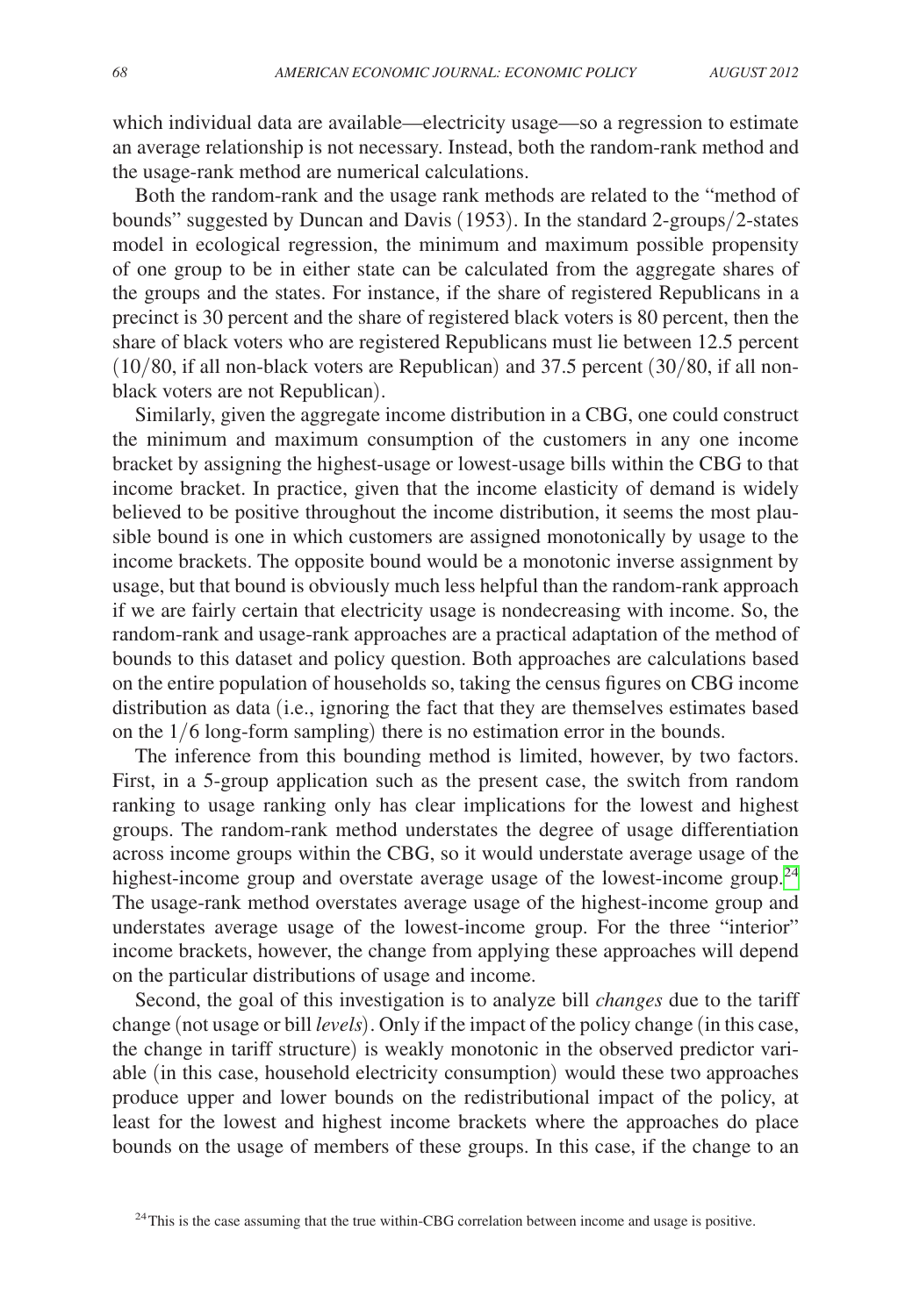which individual data are available—electricity usage—so a regression to estimate an average relationship is not necessary. Instead, both the random-rank method and the usage-rank method are numerical calculations.

Both the random-rank and the usage rank methods are related to the "method of bounds" suggested by Duncan and Davis (1953). In the standard 2-groups/2-states model in ecological regression, the minimum and maximum possible propensity of one group to be in either state can be calculated from the aggregate shares of the groups and the states. For instance, if the share of registered Republicans in a precinct is 30 percent and the share of registered black voters is 80 percent, then the share of black voters who are registered Republicans must lie between 12.5 percent (10/80, if all non-black voters are Republican) and 37.5 percent (30/80, if all non-black voters are not Republican).

Similarly, given the aggregate income distribution in a CBG, one could construct the minimum and maximum consumption of the customers in any one income bracket by assigning the highest-usage or lowest-usage bills within the CBG to that income bracket. In practice, given that the income elasticity of demand is widely believed to be positive throughout the income distribution, it seems the most plausible bound is one in which customers are assigned monotonically by usage to the income brackets. The opposite bound would be a monotonic inverse assignment by usage, but that bound is obviously much less helpful than the random-rank approach if we are fairly certain that electricity usage is nondecreasing with income. So, the random-rank and usage-rank approaches are a practical adaptation of the method of bounds to this dataset and policy question. Both approaches are calculations based on the entire population of households so, taking the census figures on CBG income distribution as data (i.e., ignoring the fact that they are themselves estimates based on the 1/6 long-form sampling) there is no estimation error in the bounds.

The inference from this bounding method is limited, however, by two factors. First, in a 5-group application such as the present case, the switch from random ranking to usage ranking only has clear implications for the lowest and highest groups. The random-rank method understates the degree of usage differentiation across income groups within the CBG, so it would understate average usage of the highest-income group and overstate average usage of the lowest-income group.[24] The usage-rank method overstates average usage of the highest-income group and understates average usage of the lowest-income group. For the three "interior" income brackets, however, the change from applying these approaches will depend on the particular distributions of usage and income.

Second, the goal of this investigation is to analyze bill *changes* due to the tariff change (not usage or bill *levels*). Only if the impact of the policy change (in this case, the change in tariff structure) is weakly monotonic in the observed predictor variable (in this case, household electricity consumption) would these two approaches produce upper and lower bounds on the redistributional impact of the policy, at least for the lowest and highest income brackets where the approaches do place bounds on the usage of members of these groups. In this case, if the change to an

[24] This is the case assuming that the true within-CBG correlation between income and usage is positive.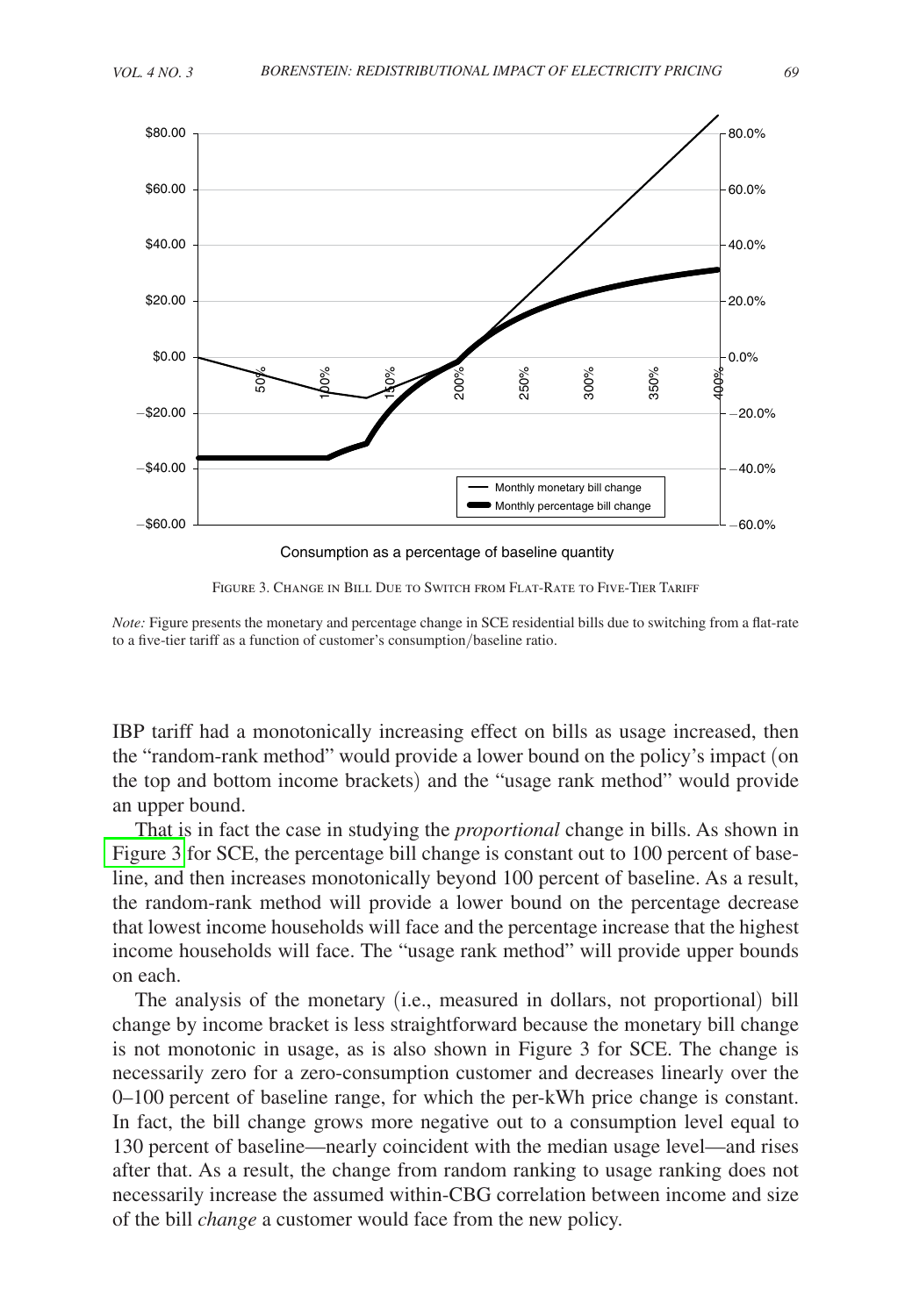FIGURE 3. CHANGE IN BILL DUE TO SWITCH FROM FLAT-RATE TO FIVE-TIER TARIFF

*Note:* Figure presents the monetary and percentage change in SCE residential bills due to switching from a flat-rate to a five-tier tariff as a function of customer's consumption/baseline ratio.

IBP tariff had a monotonically increasing effect on bills as usage increased, then the "random-rank method" would provide a lower bound on the policy's impact (on the top and bottom income brackets) and the "usage rank method" would provide an upper bound.

That is in fact the case in studying the *proportional* change in bills. As shown in Figure 3 for SCE, the percentage bill change is constant out to 100 percent of baseline, and then increases monotonically beyond 100 percent of baseline. As a result, the random-rank method will provide a lower bound on the percentage decrease that lowest income households will face and the percentage increase that the highest income households will face. The "usage rank method" will provide upper bounds on each.

The analysis of the monetary (i.e., measured in dollars, not proportional) bill change by income bracket is less straightforward because the monetary bill change is not monotonic in usage, as is also shown in Figure 3 for SCE. The change is necessarily zero for a zero-consumption customer and decreases linearly over the 0–100 percent of baseline range, for which the per-kWh price change is constant. In fact, the bill change grows more negative out to a consumption level equal to 130 percent of baseline—nearly coincident with the median usage level—and rises after that. As a result, the change from random ranking to usage ranking does not necessarily increase the assumed within-CBG correlation between income and size of the bill *change* a customer would face from the new policy.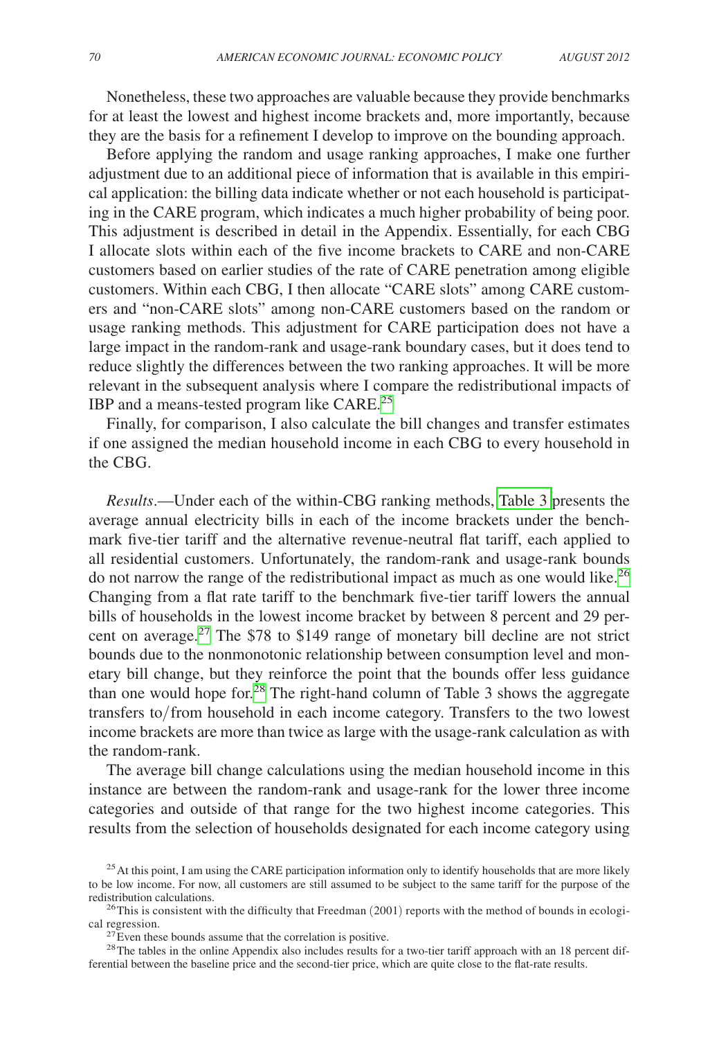Nonetheless, these two approaches are valuable because they provide benchmarks for at least the lowest and highest income brackets and, more importantly, because they are the basis for a refinement I develop to improve on the bounding approach.

Before applying the random and usage ranking approaches, I make one further adjustment due to an additional piece of information that is available in this empirical application: the billing data indicate whether or not each household is participating in the CARE program, which indicates a much higher probability of being poor. This adjustment is described in detail in the Appendix. Essentially, for each CBG I allocate slots within each of the five income brackets to CARE and non-CARE customers based on earlier studies of the rate of CARE penetration among eligible customers. Within each CBG, I then allocate "CARE slots" among CARE customers and "non-CARE slots" among non-CARE customers based on the random or usage ranking methods. This adjustment for CARE participation does not have a large impact in the random-rank and usage-rank boundary cases, but it does tend to reduce slightly the differences between the two ranking approaches. It will be more relevant in the subsequent analysis where I compare the redistributional impacts of IBP and a means-tested program like CARE.[25]

Finally, for comparison, I also calculate the bill changes and transfer estimates if one assigned the median household income in each CBG to every household in the CBG.

*Results*.—Under each of the within-CBG ranking methods, Table 3 presents the average annual electricity bills in each of the income brackets under the benchmark five-tier tariff and the alternative revenue-neutral flat tariff, each applied to all residential customers. Unfortunately, the random-rank and usage-rank bounds do not narrow the range of the redistributional impact as much as one would like.[26] Changing from a flat rate tariff to the benchmark five-tier tariff lowers the annual bills of households in the lowest income bracket by between 8 percent and 29 percent on average.[27] The $78 to $149 range of monetary bill decline are not strict bounds due to the nonmonotonic relationship between consumption level and monetary bill change, but they reinforce the point that the bounds offer less guidance than one would hope for.[28] The right-hand column of Table 3 shows the aggregate transfers to/from household in each income category. Transfers to the two lowest income brackets are more than twice as large with the usage-rank calculation as with the random-rank.

The average bill change calculations using the median household income in this instance are between the random-rank and usage-rank for the lower three income categories and outside of that range for the two highest income categories. This results from the selection of households designated for each income category using

[25] At this point, I am using the CARE participation information only to identify households that are more likely to be low income. For now, all customers are still assumed to be subject to the same tariff for the purpose of the redistribution calculations.

[26] This is consistent with the difficulty that Freedman (2001) reports with the method of bounds in ecological regression.

[27] Even these bounds assume that the correlation is positive.

[28] The tables in the online Appendix also includes results for a two-tier tariff approach with an 18 percent differential between the baseline price and the second-tier price, which are quite close to the flat-rate results.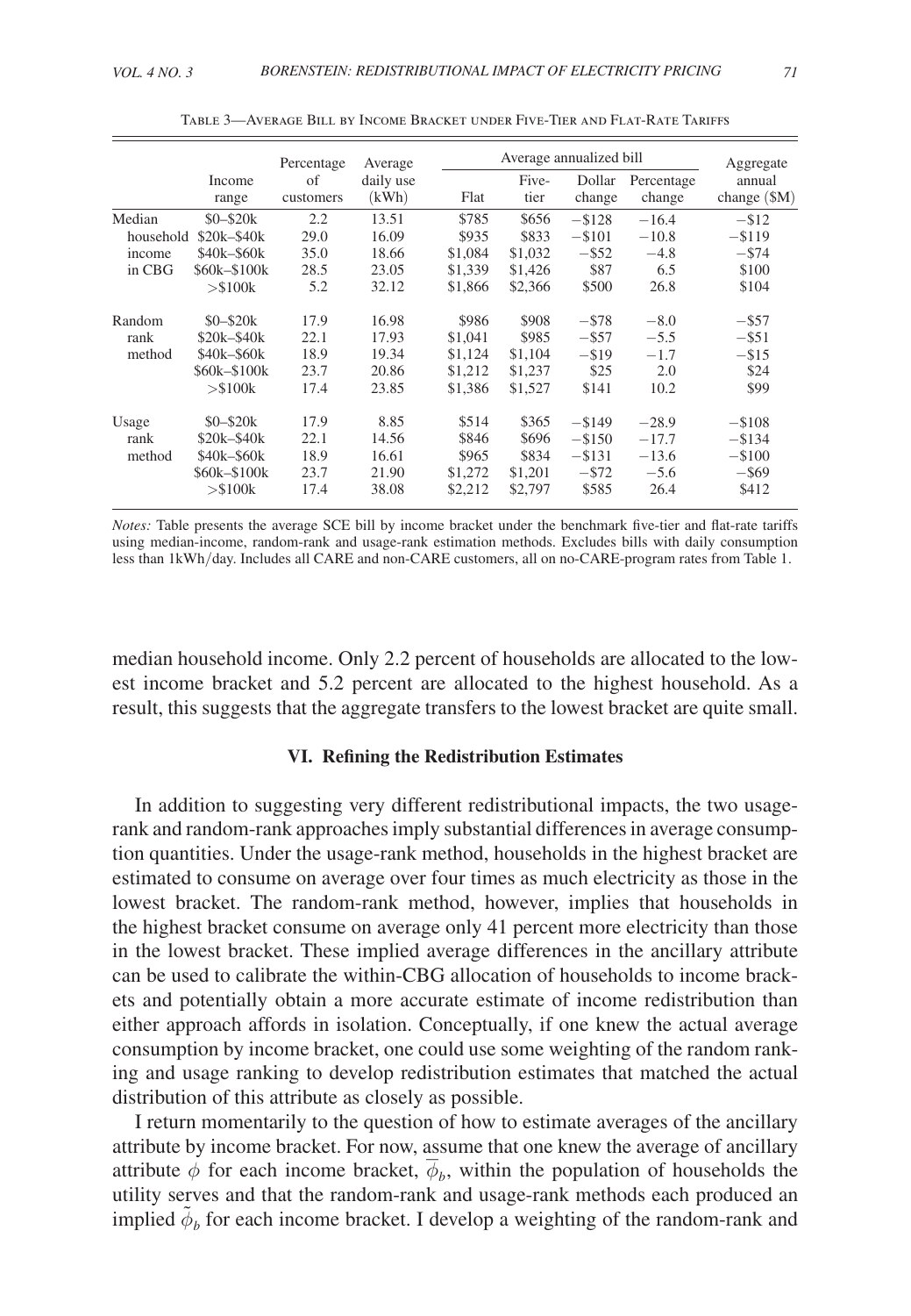Table 3—Average Bill by Income Bracket under Five-Tier and Flat-Rate Tariffs

| | Income range | Percentage of customers | Average daily use (kWh) | Average annualized bill | | | | Aggregate annual change ($M) |
|---|---|---|---|---|---|---|---|---|
| | | | | Flat | Five-tier | Dollar change | Percentage change | |
| Median household income in CBG | $0–$20k | 2.2 | 13.51 | $785 | $656 | −$128 | −16.4 | −$12 |
| | $20k–$40k | 29.0 | 16.09 | $935 | $833 | −$101 | −10.8 | −$119 |
| | $40k–$60k | 35.0 | 18.66 | $1,084 | $1,032 | −$52 | −4.8 | −$74 |
| | $60k–$100k | 28.5 | 23.05 | $1,339 | $1,426 | $87 | 6.5 | $100 |
| | >$100k | 5.2 | 32.12 | $1,866 | $2,366 | $500 | 26.8 | $104 |
| Random rank method | $0–$20k | 17.9 | 16.98 | $986 | $908 | −$78 | −8.0 | −$57 |
| | $20k–$40k | 22.1 | 17.93 | $1,041 | $985 | −$57 | −5.5 | −$51 |
| | $40k–$60k | 18.9 | 19.34 | $1,124 | $1,104 | −$19 | −1.7 | −$15 |
| | $60k–$100k | 23.7 | 20.86 | $1,212 | $1,237 | $25 | 2.0 | $24 |
| | >$100k | 17.4 | 23.85 | $1,386 | $1,527 | $141 | 10.2 | $99 |
| Usage rank method | $0–$20k | 17.9 | 8.85 | $514 | $365 | −$149 | −28.9 | −$108 |
| | $20k–$40k | 22.1 | 14.56 | $846 | $696 | −$150 | −17.7 | −$134 |
| | $40k–$60k | 18.9 | 16.61 | $965 | $834 | −$131 | −13.6 | −$100 |
| | $60k–$100k | 23.7 | 21.90 | $1,272 | $1,201 | −$72 | −5.6 | −$69 |
| | >$100k | 17.4 | 38.08 | $2,212 | $2,797 | $585 | 26.4 | $412 |

*Notes:* Table presents the average SCE bill by income bracket under the benchmark five-tier and flat-rate tariffs using median-income, random-rank and usage-rank estimation methods. Excludes bills with daily consumption less than 1kWh/day. Includes all CARE and non-CARE customers, all on no-CARE-program rates from Table 1.

median household income. Only 2.2 percent of households are allocated to the lowest income bracket and 5.2 percent are allocated to the highest household. As a result, this suggests that the aggregate transfers to the lowest bracket are quite small.

## VI. Refining the Redistribution Estimates

In addition to suggesting very different redistributional impacts, the two usage-rank and random-rank approaches imply substantial differences in average consumption quantities. Under the usage-rank method, households in the highest bracket are estimated to consume on average over four times as much electricity as those in the lowest bracket. The random-rank method, however, implies that households in the highest bracket consume on average only 41 percent more electricity than those in the lowest bracket. These implied average differences in the ancillary attribute can be used to calibrate the within-CBG allocation of households to income brackets and potentially obtain a more accurate estimate of income redistribution than either approach affords in isolation. Conceptually, if one knew the actual average consumption by income bracket, one could use some weighting of the random ranking and usage ranking to develop redistribution estimates that matched the actual distribution of this attribute as closely as possible.

I return momentarily to the question of how to estimate averages of the ancillary attribute by income bracket. For now, assume that one knew the average of ancillary attribute $\phi$ for each income bracket, $\overline{\phi}_b$, within the population of households the utility serves and that the random-rank and usage-rank methods each produced an implied $\tilde{\phi}_b$ for each income bracket. I develop a weighting of the random-rank and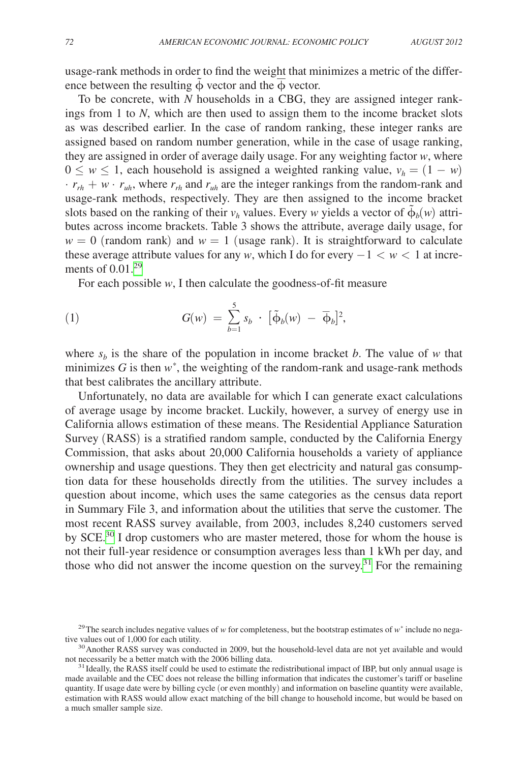usage-rank methods in order to find the weight that minimizes a metric of the difference between the resulting $\tilde{\phi}$ vector and the $\overline{\phi}$ vector.

To be concrete, with $N$ households in a CBG, they are assigned integer rankings from 1 to $N$, which are then used to assign them to the income bracket slots as was described earlier. In the case of random ranking, these integer ranks are assigned based on random number generation, while in the case of usage ranking, they are assigned in order of average daily usage. For any weighting factor $w$, where $0 \leq w \leq 1$, each household is assigned a weighted ranking value, $v_h = (1 - w) \cdot r_{rh} + w \cdot r_{uh}$, where $r_{rh}$ and $r_{uh}$ are the integer rankings from the random-rank and usage-rank methods, respectively. They are then assigned to the income bracket slots based on the ranking of their $v_h$ values. Every $w$ yields a vector of $\tilde{\phi}_b(w)$ attributes across income brackets. Table 3 shows the attribute, average daily usage, for $w = 0$ (random rank) and $w = 1$ (usage rank). It is straightforward to calculate these average attribute values for any $w$, which I do for every $-1 < w < 1$ at increments of 0.01.[29]

For each possible $w$, I then calculate the goodness-of-fit measure

$$G(w) = \sum_{b=1}^{5} s_b \cdot [\tilde{\phi}_b(w) - \overline{\phi}_b]^2, \tag{1}$$

where $s_b$ is the share of the population in income bracket $b$. The value of $w$ that minimizes $G$ is then $w^*$, the weighting of the random-rank and usage-rank methods that best calibrates the ancillary attribute.

Unfortunately, no data are available for which I can generate exact calculations of average usage by income bracket. Luckily, however, a survey of energy use in California allows estimation of these means. The Residential Appliance Saturation Survey (RASS) is a stratified random sample, conducted by the California Energy Commission, that asks about 20,000 California households a variety of appliance ownership and usage questions. They then get electricity and natural gas consumption data for these households directly from the utilities. The survey includes a question about income, which uses the same categories as the census data report in Summary File 3, and information about the utilities that serve the customer. The most recent RASS survey available, from 2003, includes 8,240 customers served by SCE.[30] I drop customers who are master metered, those for whom the house is not their full-year residence or consumption averages less than 1 kWh per day, and those who did not answer the income question on the survey.[31] For the remaining

[29] The search includes negative values of $w$ for completeness, but the bootstrap estimates of $w^*$ include no negative values out of 1,000 for each utility.

[30] Another RASS survey was conducted in 2009, but the household-level data are not yet available and would not necessarily be a better match with the 2006 billing data.

[31] Ideally, the RASS itself could be used to estimate the redistributional impact of IBP, but only annual usage is made available and the CEC does not release the billing information that indicates the customer's tariff or baseline quantity. If usage date were by billing cycle (or even monthly) and information on baseline quantity were available, estimation with RASS would allow exact matching of the bill change to household income, but would be based on a much smaller sample size.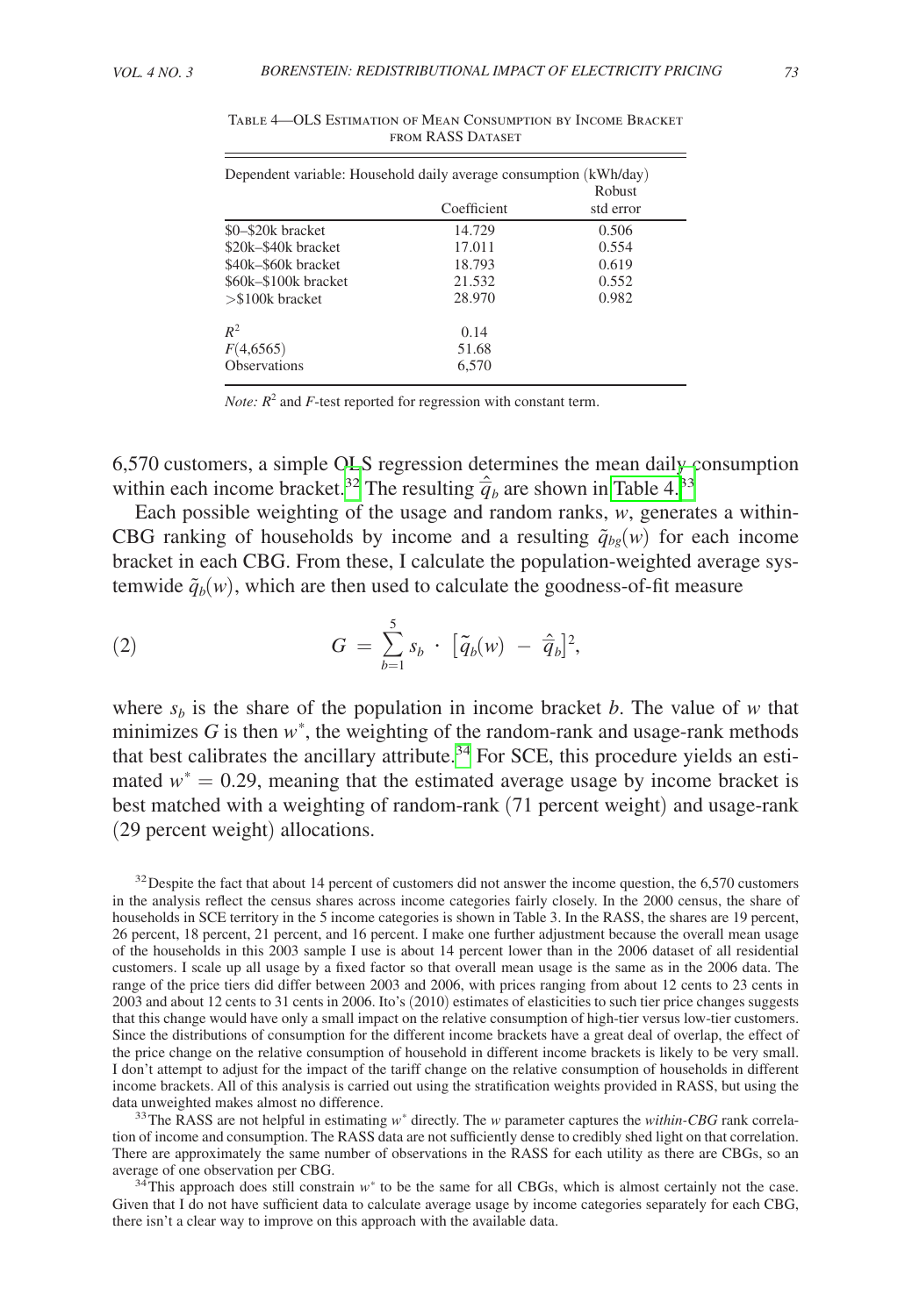Table 4—OLS Estimation of Mean Consumption by Income Bracket from RASS Dataset

| Dependent variable: Household daily average consumption (kWh/day) | Coefficient | Robust std error |
|---|---|---|
| \$0–\$20k bracket | 14.729 | 0.506 |
| \$20k–\$40k bracket | 17.011 | 0.554 |
| \$40k–\$60k bracket | 18.793 | 0.619 |
| \$60k–\$100k bracket | 21.532 | 0.552 |
| >\$100k bracket | 28.970 | 0.982 |
| $R^2$ | 0.14 | |
| $F(4,6565)$ | 51.68 | |
| Observations | 6,570 | |

*Note:* $R^2$ and $F$-test reported for regression with constant term.

6,570 customers, a simple OLS regression determines the mean daily consumption within each income bracket.[32] The resulting $\hat{\bar{q}}_b$ are shown in Table 4.[33]

Each possible weighting of the usage and random ranks, $w$, generates a within-CBG ranking of households by income and a resulting $\tilde{q}_{bg}(w)$ for each income bracket in each CBG. From these, I calculate the population-weighted average systemwide $\tilde{q}_b(w)$, which are then used to calculate the goodness-of-fit measure

$$G = \sum_{b=1}^{5} s_b \cdot [\tilde{q}_b(w) - \hat{\bar{q}}_b]^2, \tag{2}$$

where $s_b$ is the share of the population in income bracket $b$. The value of $w$ that minimizes $G$ is then $w^*$, the weighting of the random-rank and usage-rank methods that best calibrates the ancillary attribute.[34] For SCE, this procedure yields an estimated $w^* = 0.29$, meaning that the estimated average usage by income bracket is best matched with a weighting of random-rank (71 percent weight) and usage-rank (29 percent weight) allocations.

[32] Despite the fact that about 14 percent of customers did not answer the income question, the 6,570 customers in the analysis reflect the census shares across income categories fairly closely. In the 2000 census, the share of households in SCE territory in the 5 income categories is shown in Table 3. In the RASS, the shares are 19 percent, 26 percent, 18 percent, 21 percent, and 16 percent. I make one further adjustment because the overall mean usage of the households in this 2003 sample I use is about 14 percent lower than in the 2006 dataset of all residential customers. I scale up all usage by a fixed factor so that overall mean usage is the same as in the 2006 data. The range of the price tiers did differ between 2003 and 2006, with prices ranging from about 12 cents to 23 cents in 2003 and about 12 cents to 31 cents in 2006. Ito's (2010) estimates of elasticities to such tier price changes suggests that this change would have only a small impact on the relative consumption of high-tier versus low-tier customers. Since the distributions of consumption for the different income brackets have a great deal of overlap, the effect of the price change on the relative consumption of household in different income brackets is likely to be very small. I don't attempt to adjust for the impact of the tariff change on the relative consumption of households in different income brackets. All of this analysis is carried out using the stratification weights provided in RASS, but using the data unweighted makes almost no difference.

[33] The RASS are not helpful in estimating $w^*$ directly. The $w$ parameter captures the *within-CBG* rank correlation of income and consumption. The RASS data are not sufficiently dense to credibly shed light on that correlation. There are approximately the same number of observations in the RASS for each utility as there are CBGs, so an average of one observation per CBG.

[34] This approach does still constrain $w^*$ to be the same for all CBGs, which is almost certainly not the case. Given that I do not have sufficient data to calculate average usage by income categories separately for each CBG, there isn't a clear way to improve on this approach with the available data.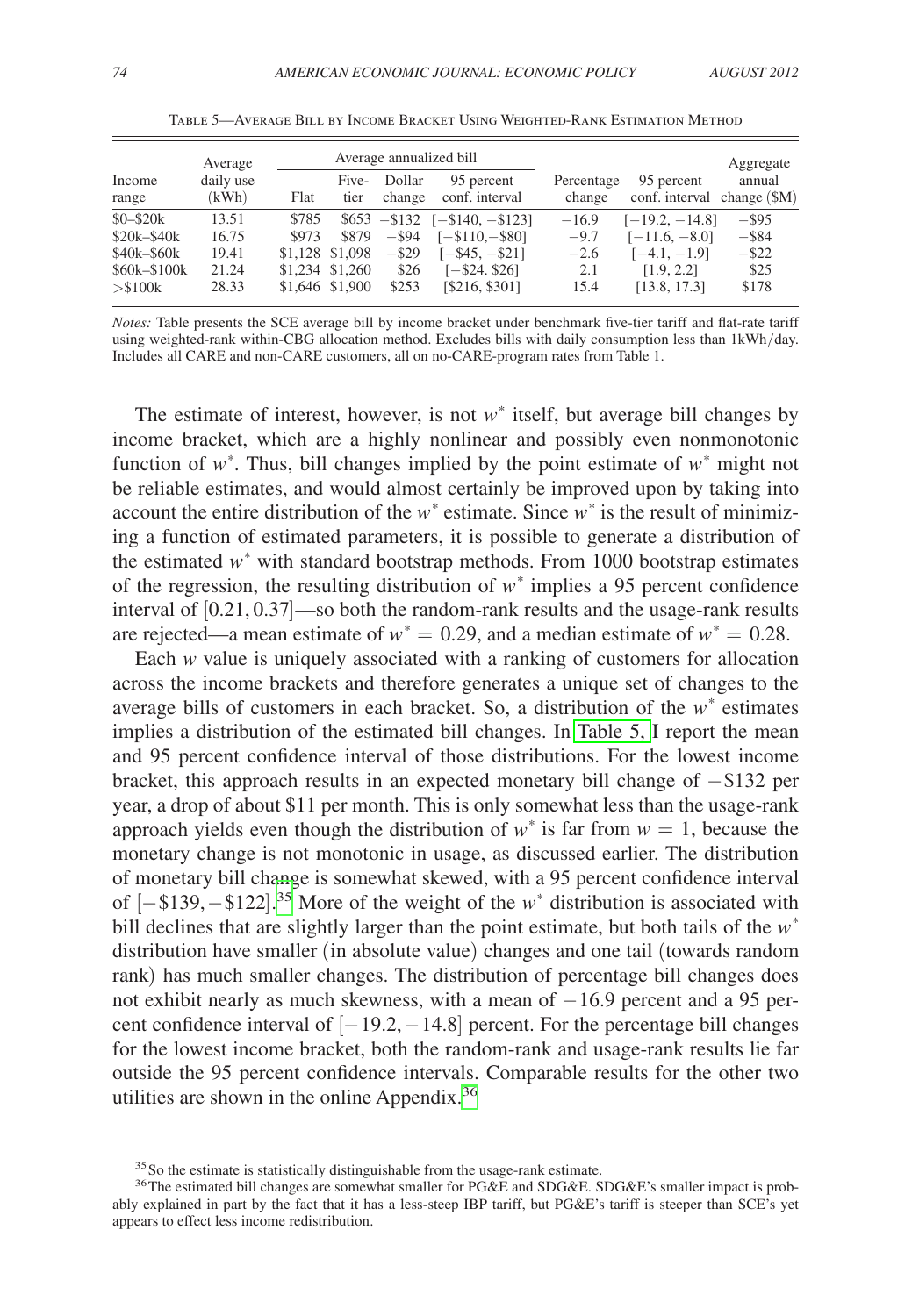Table 5—Average Bill by Income Bracket Using Weighted-Rank Estimation Method

| Income range | Average daily use (kWh) | Average annualized bill | | | | Percentage change | 95 percent conf. interval | Aggregate annual change ($M) |
|---|---|---|---|---|---|---|---|---|
| | | Flat | Five-tier | Dollar change | 95 percent conf. interval | | | |
| $0–$20k | 13.51 | $785 | $653 | −$132 | [−$140, −$123] | −16.9 | [−19.2, −14.8] | −$95 |
| $20k–$40k | 16.75 | $973 | $879 | −$94 | [−$110,−$80] | −9.7 | [−11.6, −8.0] | −$84 |
| $40k–$60k | 19.41 | $1,128 | $1,098 | −$29 | [−$45, −$21] | −2.6 | [−4.1, −1.9] | −$22 |
| $60k–$100k | 21.24 | $1,234 | $1,260 | $26 | [−$24. $26] | 2.1 | [1.9, 2.2] | $25 |
| >$100k | 28.33 | $1,646 | $1,900 | $253 | [$216, $301] | 15.4 | [13.8, 17.3] | $178 |

*Notes:* Table presents the SCE average bill by income bracket under benchmark five-tier tariff and flat-rate tariff using weighted-rank within-CBG allocation method. Excludes bills with daily consumption less than 1kWh/day. Includes all CARE and non-CARE customers, all on no-CARE-program rates from Table 1.

The estimate of interest, however, is not $w^*$ itself, but average bill changes by income bracket, which are a highly nonlinear and possibly even nonmonotonic function of $w^*$. Thus, bill changes implied by the point estimate of $w^*$ might not be reliable estimates, and would almost certainly be improved upon by taking into account the entire distribution of the $w^*$ estimate. Since $w^*$ is the result of minimizing a function of estimated parameters, it is possible to generate a distribution of the estimated $w^*$ with standard bootstrap methods. From 1000 bootstrap estimates of the regression, the resulting distribution of $w^*$ implies a 95 percent confidence interval of $[0.21, 0.37]$—so both the random-rank results and the usage-rank results are rejected—a mean estimate of $w^* = 0.29$, and a median estimate of $w^* = 0.28$.

Each $w$ value is uniquely associated with a ranking of customers for allocation across the income brackets and therefore generates a unique set of changes to the average bills of customers in each bracket. So, a distribution of the $w^*$ estimates implies a distribution of the estimated bill changes. In Table 5, I report the mean and 95 percent confidence interval of those distributions. For the lowest income bracket, this approach results in an expected monetary bill change of −$132 per year, a drop of about $11 per month. This is only somewhat less than the usage-rank approach yields even though the distribution of $w^*$ is far from $w = 1$, because the monetary change is not monotonic in usage, as discussed earlier. The distribution of monetary bill change is somewhat skewed, with a 95 percent confidence interval of [−$139, −$122].[35] More of the weight of the $w^*$ distribution is associated with bill declines that are slightly larger than the point estimate, but both tails of the $w^*$ distribution have smaller (in absolute value) changes and one tail (towards random rank) has much smaller changes. The distribution of percentage bill changes does not exhibit nearly as much skewness, with a mean of −16.9 percent and a 95 percent confidence interval of [−19.2, −14.8] percent. For the percentage bill changes for the lowest income bracket, both the random-rank and usage-rank results lie far outside the 95 percent confidence intervals. Comparable results for the other two utilities are shown in the online Appendix.[36]

[35] So the estimate is statistically distinguishable from the usage-rank estimate.

[36] The estimated bill changes are somewhat smaller for PG&E and SDG&E. SDG&E's smaller impact is probably explained in part by the fact that it has a less-steep IBP tariff, but PG&E's tariff is steeper than SCE's yet appears to effect less income redistribution.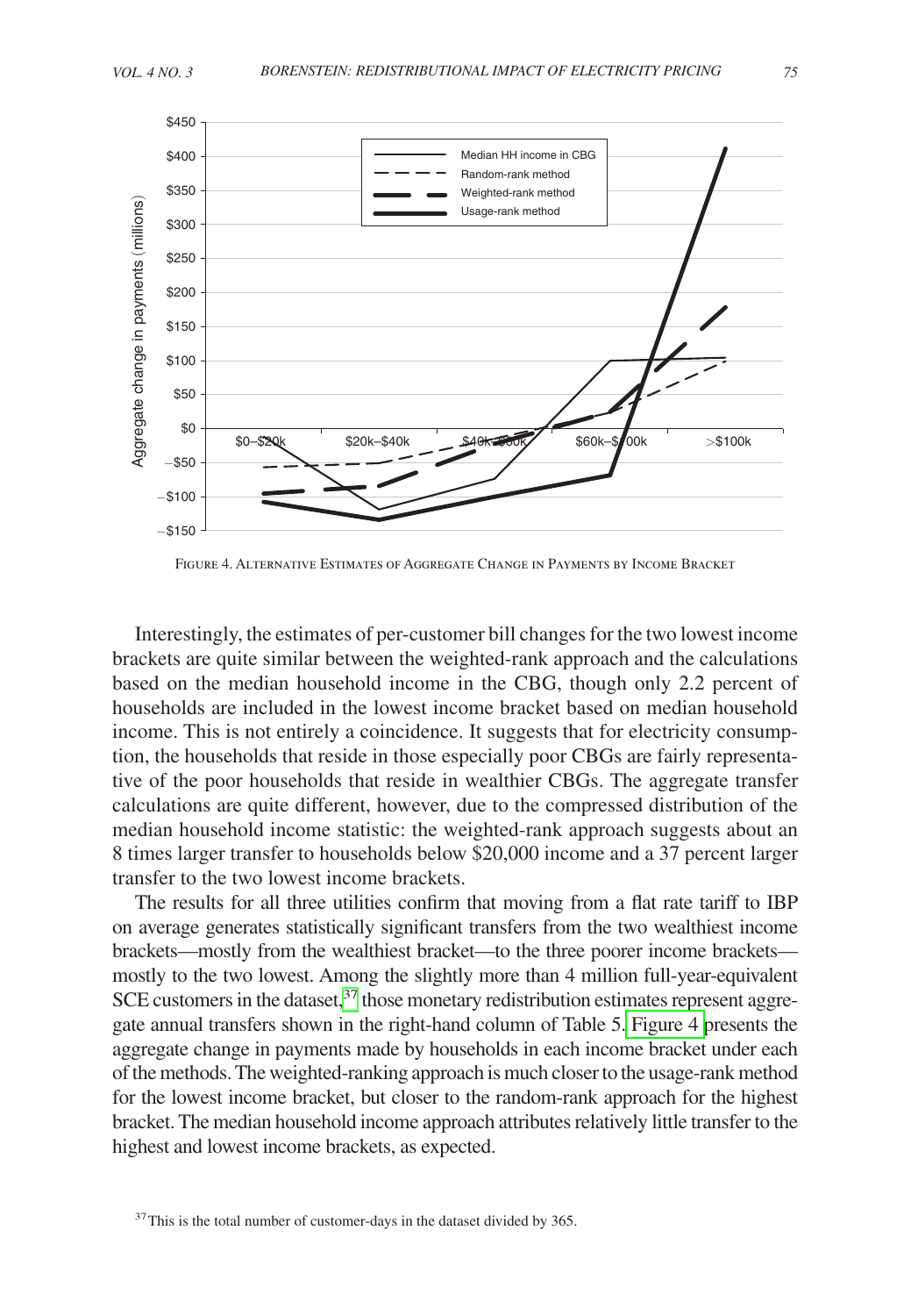Figure 4. Alternative Estimates of Aggregate Change in Payments by Income Bracket

Interestingly, the estimates of per-customer bill changes for the two lowest income brackets are quite similar between the weighted-rank approach and the calculations based on the median household income in the CBG, though only 2.2 percent of households are included in the lowest income bracket based on median household income. This is not entirely a coincidence. It suggests that for electricity consumption, the households that reside in those especially poor CBGs are fairly representative of the poor households that reside in wealthier CBGs. The aggregate transfer calculations are quite different, however, due to the compressed distribution of the median household income statistic: the weighted-rank approach suggests about an 8 times larger transfer to households below $20,000 income and a 37 percent larger transfer to the two lowest income brackets.

The results for all three utilities confirm that moving from a flat rate tariff to IBP on average generates statistically significant transfers from the two wealthiest income brackets—mostly from the wealthiest bracket—to the three poorer income brackets—mostly to the two lowest. Among the slightly more than 4 million full-year-equivalent SCE customers in the dataset,[37] those monetary redistribution estimates represent aggregate annual transfers shown in the right-hand column of Table 5. Figure 4 presents the aggregate change in payments made by households in each income bracket under each of the methods. The weighted-ranking approach is much closer to the usage-rank method for the lowest income bracket, but closer to the random-rank approach for the highest bracket. The median household income approach attributes relatively little transfer to the highest and lowest income brackets, as expected.

[37] This is the total number of customer-days in the dataset divided by 365.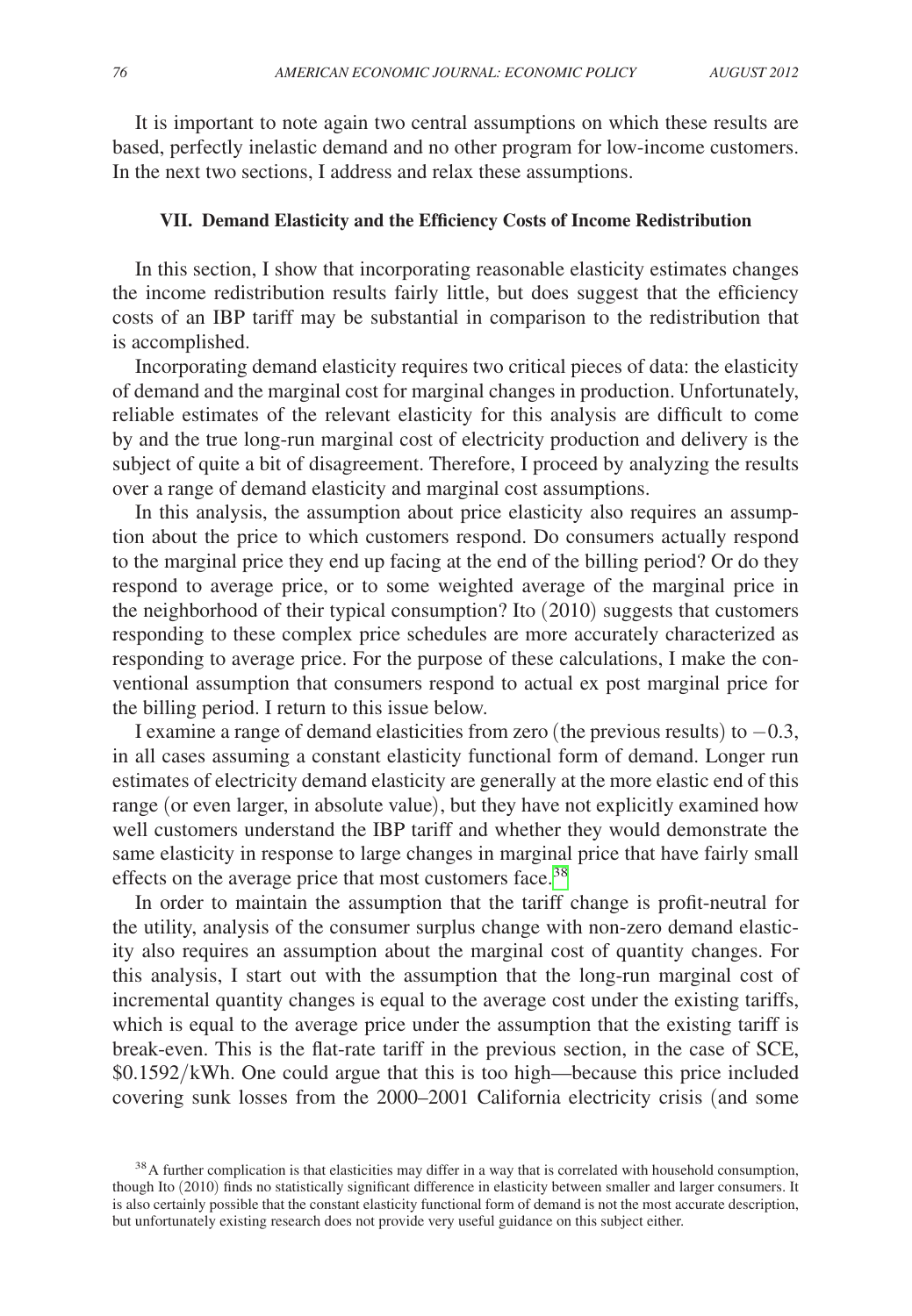It is important to note again two central assumptions on which these results are based, perfectly inelastic demand and no other program for low-income customers. In the next two sections, I address and relax these assumptions.

### VII. Demand Elasticity and the Efficiency Costs of Income Redistribution

In this section, I show that incorporating reasonable elasticity estimates changes the income redistribution results fairly little, but does suggest that the efficiency costs of an IBP tariff may be substantial in comparison to the redistribution that is accomplished.

Incorporating demand elasticity requires two critical pieces of data: the elasticity of demand and the marginal cost for marginal changes in production. Unfortunately, reliable estimates of the relevant elasticity for this analysis are difficult to come by and the true long-run marginal cost of electricity production and delivery is the subject of quite a bit of disagreement. Therefore, I proceed by analyzing the results over a range of demand elasticity and marginal cost assumptions.

In this analysis, the assumption about price elasticity also requires an assumption about the price to which customers respond. Do consumers actually respond to the marginal price they end up facing at the end of the billing period? Or do they respond to average price, or to some weighted average of the marginal price in the neighborhood of their typical consumption? Ito (2010) suggests that customers responding to these complex price schedules are more accurately characterized as responding to average price. For the purpose of these calculations, I make the conventional assumption that consumers respond to actual ex post marginal price for the billing period. I return to this issue below.

I examine a range of demand elasticities from zero (the previous results) to −0.3, in all cases assuming a constant elasticity functional form of demand. Longer run estimates of electricity demand elasticity are generally at the more elastic end of this range (or even larger, in absolute value), but they have not explicitly examined how well customers understand the IBP tariff and whether they would demonstrate the same elasticity in response to large changes in marginal price that have fairly small effects on the average price that most customers face.[38]

In order to maintain the assumption that the tariff change is profit-neutral for the utility, analysis of the consumer surplus change with non-zero demand elasticity also requires an assumption about the marginal cost of quantity changes. For this analysis, I start out with the assumption that the long-run marginal cost of incremental quantity changes is equal to the average cost under the existing tariffs, which is equal to the average price under the assumption that the existing tariff is break-even. This is the flat-rate tariff in the previous section, in the case of SCE, \$0.1592/kWh. One could argue that this is too high—because this price included covering sunk losses from the 2000–2001 California electricity crisis (and some

[38] A further complication is that elasticities may differ in a way that is correlated with household consumption, though Ito (2010) finds no statistically significant difference in elasticity between smaller and larger consumers. It is also certainly possible that the constant elasticity functional form of demand is not the most accurate description, but unfortunately existing research does not provide very useful guidance on this subject either.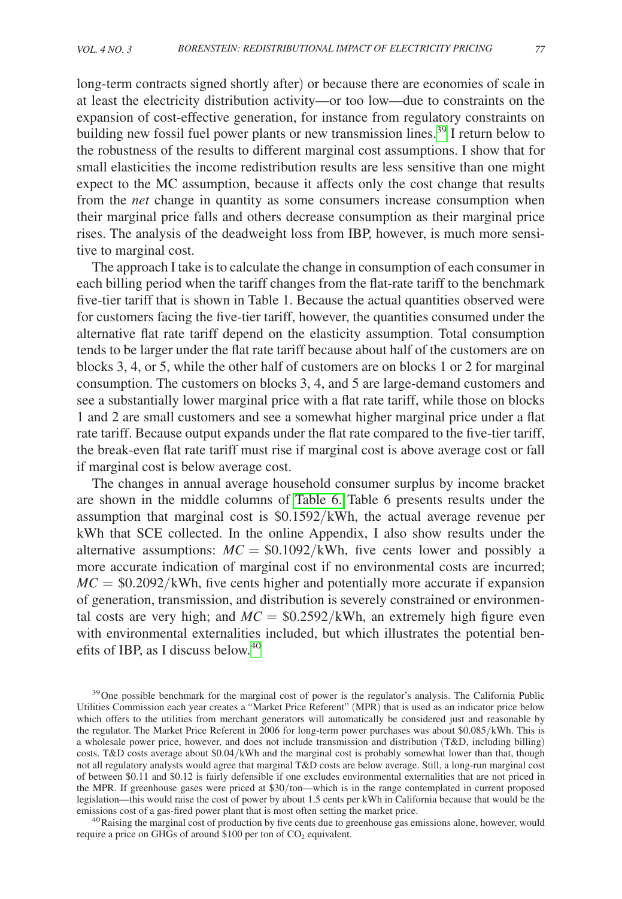long-term contracts signed shortly after) or because there are economies of scale in at least the electricity distribution activity—or too low—due to constraints on the expansion of cost-effective generation, for instance from regulatory constraints on building new fossil fuel power plants or new transmission lines.[39] I return below to the robustness of the results to different marginal cost assumptions. I show that for small elasticities the income redistribution results are less sensitive than one might expect to the MC assumption, because it affects only the cost change that results from the *net* change in quantity as some consumers increase consumption when their marginal price falls and others decrease consumption as their marginal price rises. The analysis of the deadweight loss from IBP, however, is much more sensitive to marginal cost.

The approach I take is to calculate the change in consumption of each consumer in each billing period when the tariff changes from the flat-rate tariff to the benchmark five-tier tariff that is shown in Table 1. Because the actual quantities observed were for customers facing the five-tier tariff, however, the quantities consumed under the alternative flat rate tariff depend on the elasticity assumption. Total consumption tends to be larger under the flat rate tariff because about half of the customers are on blocks 3, 4, or 5, while the other half of customers are on blocks 1 or 2 for marginal consumption. The customers on blocks 3, 4, and 5 are large-demand customers and see a substantially lower marginal price with a flat rate tariff, while those on blocks 1 and 2 are small customers and see a somewhat higher marginal price under a flat rate tariff. Because output expands under the flat rate compared to the five-tier tariff, the break-even flat rate tariff must rise if marginal cost is above average cost or fall if marginal cost is below average cost.

The changes in annual average household consumer surplus by income bracket are shown in the middle columns of Table 6. Table 6 presents results under the assumption that marginal cost is \$0.1592/kWh, the actual average revenue per kWh that SCE collected. In the online Appendix, I also show results under the alternative assumptions: $MC = \$0.1092/\text{kWh}$, five cents lower and possibly a more accurate indication of marginal cost if no environmental costs are incurred; $MC = \$0.2092/\text{kWh}$, five cents higher and potentially more accurate if expansion of generation, transmission, and distribution is severely constrained or environmental costs are very high; and $MC = \$0.2592/\text{kWh}$, an extremely high figure even with environmental externalities included, but which illustrates the potential benefits of IBP, as I discuss below.[40]

[39] One possible benchmark for the marginal cost of power is the regulator's analysis. The California Public Utilities Commission each year creates a "Market Price Referent" (MPR) that is used as an indicator price below which offers to the utilities from merchant generators will automatically be considered just and reasonable by the regulator. The Market Price Referent in 2006 for long-term power purchases was about \$0.085/kWh. This is a wholesale power price, however, and does not include transmission and distribution (T&D, including billing) costs. T&D costs average about \$0.04/kWh and the marginal cost is probably somewhat lower than that, though not all regulatory analysts would agree that marginal T&D costs are below average. Still, a long-run marginal cost of between \$0.11 and \$0.12 is fairly defensible if one excludes environmental externalities that are not priced in the MPR. If greenhouse gases were priced at \$30/ton—which is in the range contemplated in current proposed legislation—this would raise the cost of power by about 1.5 cents per kWh in California because that would be the emissions cost of a gas-fired power plant that is most often setting the market price.

[40] Raising the marginal cost of production by five cents due to greenhouse gas emissions alone, however, would require a price on GHGs of around \$100 per ton of $CO_2$ equivalent.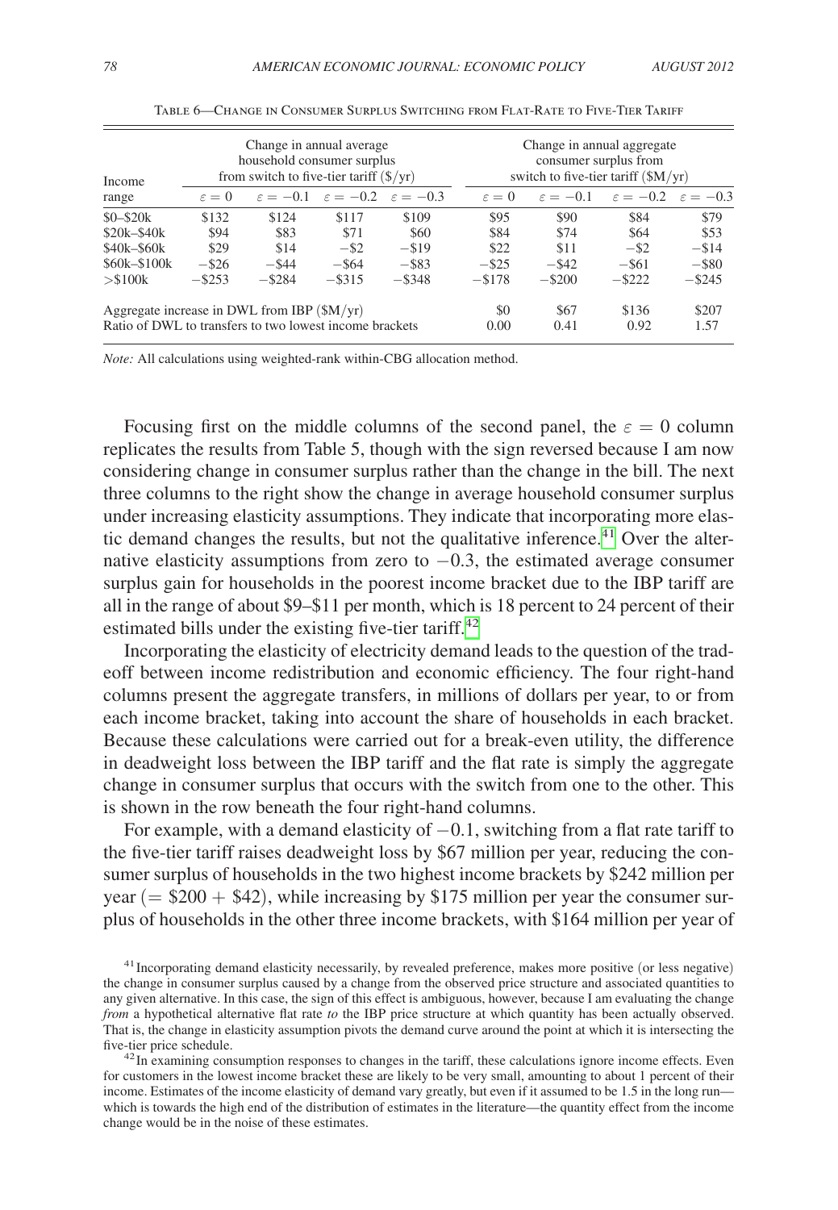Table 6—Change in Consumer Surplus Switching from Flat-Rate to Five-Tier Tariff

| Income range | Change in annual average household consumer surplus from switch to five-tier tariff (\$/yr) | | | | Change in annual aggregate consumer surplus from switch to five-tier tariff (\$M/yr) | | | |
|---|---|---|---|---|---|---|---|---|
| | $\varepsilon = 0$ | $\varepsilon = -0.1$ | $\varepsilon = -0.2$ | $\varepsilon = -0.3$ | $\varepsilon = 0$ | $\varepsilon = -0.1$ | $\varepsilon = -0.2$ | $\varepsilon = -0.3$ |
| \$0–\$20k | \$132 | \$124 | \$117 | \$109 | \$95 | \$90 | \$84 | \$79 |
| \$20k–\$40k | \$94 | \$83 | \$71 | \$60 | \$84 | \$74 | \$64 | \$53 |
| \$40k–\$60k | \$29 | \$14 | −\$2 | −\$19 | \$22 | \$11 | −\$2 | −\$14 |
| \$60k–\$100k | −\$26 | −\$44 | −\$64 | −\$83 | −\$25 | −\$42 | −\$61 | −\$80 |
| >\$100k | −\$253 | −\$284 | −\$315 | −\$348 | −\$178 | −\$200 | −\$222 | −\$245 |
| Aggregate increase in DWL from IBP (\$M/yr) | | | | | \$0 | \$67 | \$136 | \$207 |
| Ratio of DWL to transfers to two lowest income brackets | | | | | 0.00 | 0.41 | 0.92 | 1.57 |

*Note:* All calculations using weighted-rank within-CBG allocation method.

Focusing first on the middle columns of the second panel, the $\varepsilon = 0$ column replicates the results from Table 5, though with the sign reversed because I am now considering change in consumer surplus rather than the change in the bill. The next three columns to the right show the change in average household consumer surplus under increasing elasticity assumptions. They indicate that incorporating more elastic demand changes the results, but not the qualitative inference.[41] Over the alternative elasticity assumptions from zero to $-0.3$, the estimated average consumer surplus gain for households in the poorest income bracket due to the IBP tariff are all in the range of about \$9–\$11 per month, which is 18 percent to 24 percent of their estimated bills under the existing five-tier tariff.[42]

Incorporating the elasticity of electricity demand leads to the question of the tradeoff between income redistribution and economic efficiency. The four right-hand columns present the aggregate transfers, in millions of dollars per year, to or from each income bracket, taking into account the share of households in each bracket. Because these calculations were carried out for a break-even utility, the difference in deadweight loss between the IBP tariff and the flat rate is simply the aggregate change in consumer surplus that occurs with the switch from one to the other. This is shown in the row beneath the four right-hand columns.

For example, with a demand elasticity of $-0.1$, switching from a flat rate tariff to the five-tier tariff raises deadweight loss by \$67 million per year, reducing the consumer surplus of households in the two highest income brackets by \$242 million per year (= \$200 + \$42), while increasing by \$175 million per year the consumer surplus of households in the other three income brackets, with \$164 million per year of

[41] Incorporating demand elasticity necessarily, by revealed preference, makes more positive (or less negative) the change in consumer surplus caused by a change from the observed price structure and associated quantities to any given alternative. In this case, the sign of this effect is ambiguous, however, because I am evaluating the change *from* a hypothetical alternative flat rate *to* the IBP price structure at which quantity has been actually observed. That is, the change in elasticity assumption pivots the demand curve around the point at which it is intersecting the five-tier price schedule.

[42] In examining consumption responses to changes in the tariff, these calculations ignore income effects. Even for customers in the lowest income bracket these are likely to be very small, amounting to about 1 percent of their income. Estimates of the income elasticity of demand vary greatly, but even if it assumed to be 1.5 in the long run—which is towards the high end of the distribution of estimates in the literature—the quantity effect from the income change would be in the noise of these estimates.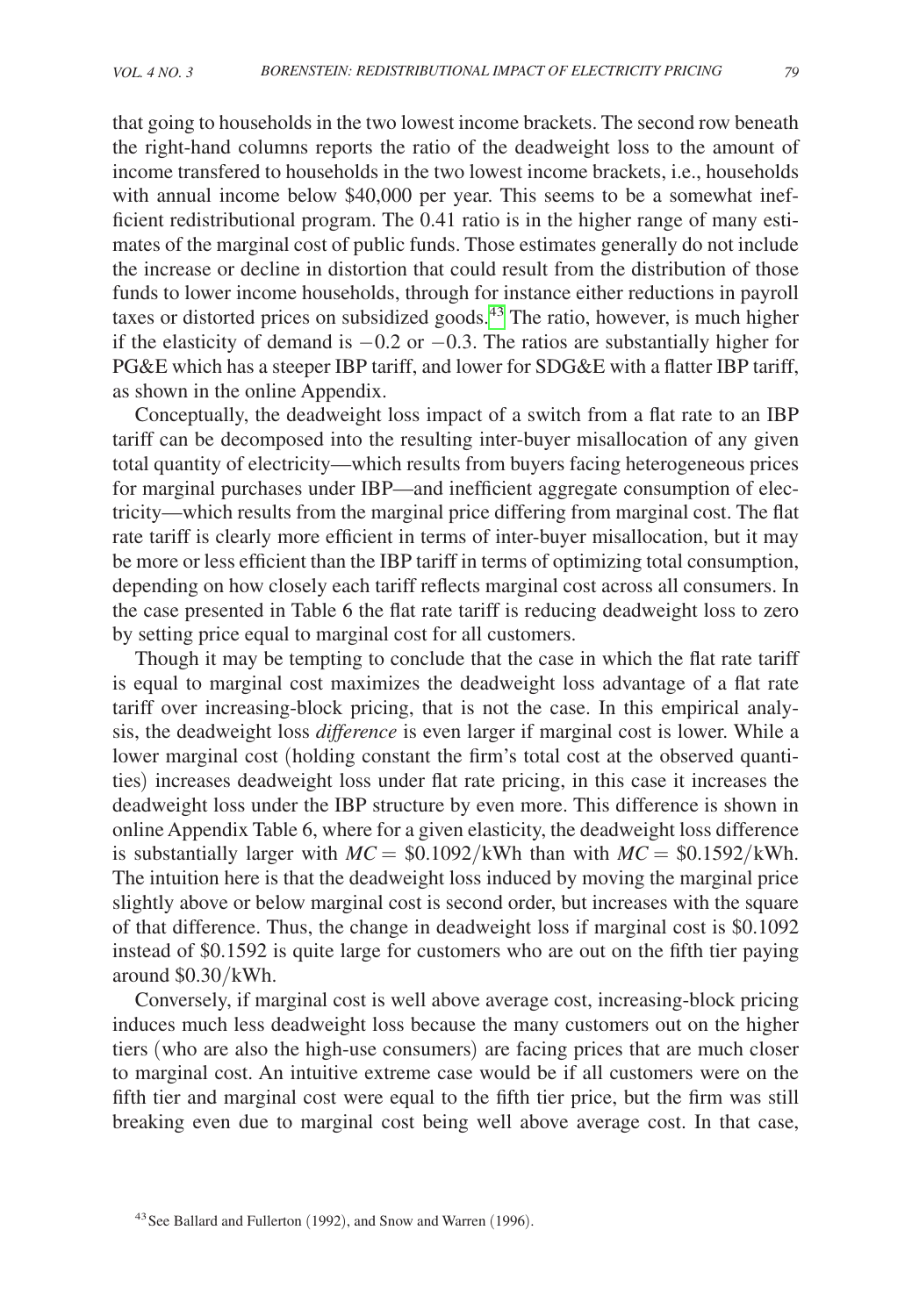that going to households in the two lowest income brackets. The second row beneath the right-hand columns reports the ratio of the deadweight loss to the amount of income transfered to households in the two lowest income brackets, i.e., households with annual income below \$40,000 per year. This seems to be a somewhat inefficient redistributional program. The 0.41 ratio is in the higher range of many estimates of the marginal cost of public funds. Those estimates generally do not include the increase or decline in distortion that could result from the distribution of those funds to lower income households, through for instance either reductions in payroll taxes or distorted prices on subsidized goods.[43] The ratio, however, is much higher if the elasticity of demand is $-0.2$ or $-0.3$. The ratios are substantially higher for PG&E which has a steeper IBP tariff, and lower for SDG&E with a flatter IBP tariff, as shown in the online Appendix.

Conceptually, the deadweight loss impact of a switch from a flat rate to an IBP tariff can be decomposed into the resulting inter-buyer misallocation of any given total quantity of electricity—which results from buyers facing heterogeneous prices for marginal purchases under IBP—and inefficient aggregate consumption of electricity—which results from the marginal price differing from marginal cost. The flat rate tariff is clearly more efficient in terms of inter-buyer misallocation, but it may be more or less efficient than the IBP tariff in terms of optimizing total consumption, depending on how closely each tariff reflects marginal cost across all consumers. In the case presented in Table 6 the flat rate tariff is reducing deadweight loss to zero by setting price equal to marginal cost for all customers.

Though it may be tempting to conclude that the case in which the flat rate tariff is equal to marginal cost maximizes the deadweight loss advantage of a flat rate tariff over increasing-block pricing, that is not the case. In this empirical analysis, the deadweight loss *difference* is even larger if marginal cost is lower. While a lower marginal cost (holding constant the firm's total cost at the observed quantities) increases deadweight loss under flat rate pricing, in this case it increases the deadweight loss under the IBP structure by even more. This difference is shown in online Appendix Table 6, where for a given elasticity, the deadweight loss difference is substantially larger with $MC = \$0.1092/\text{kWh}$ than with $MC = \$0.1592/\text{kWh}$. The intuition here is that the deadweight loss induced by moving the marginal price slightly above or below marginal cost is second order, but increases with the square of that difference. Thus, the change in deadweight loss if marginal cost is \$0.1092 instead of \$0.1592 is quite large for customers who are out on the fifth tier paying around \$0.30/kWh.

Conversely, if marginal cost is well above average cost, increasing-block pricing induces much less deadweight loss because the many customers out on the higher tiers (who are also the high-use consumers) are facing prices that are much closer to marginal cost. An intuitive extreme case would be if all customers were on the fifth tier and marginal cost were equal to the fifth tier price, but the firm was still breaking even due to marginal cost being well above average cost. In that case,

[43] See Ballard and Fullerton (1992), and Snow and Warren (1996).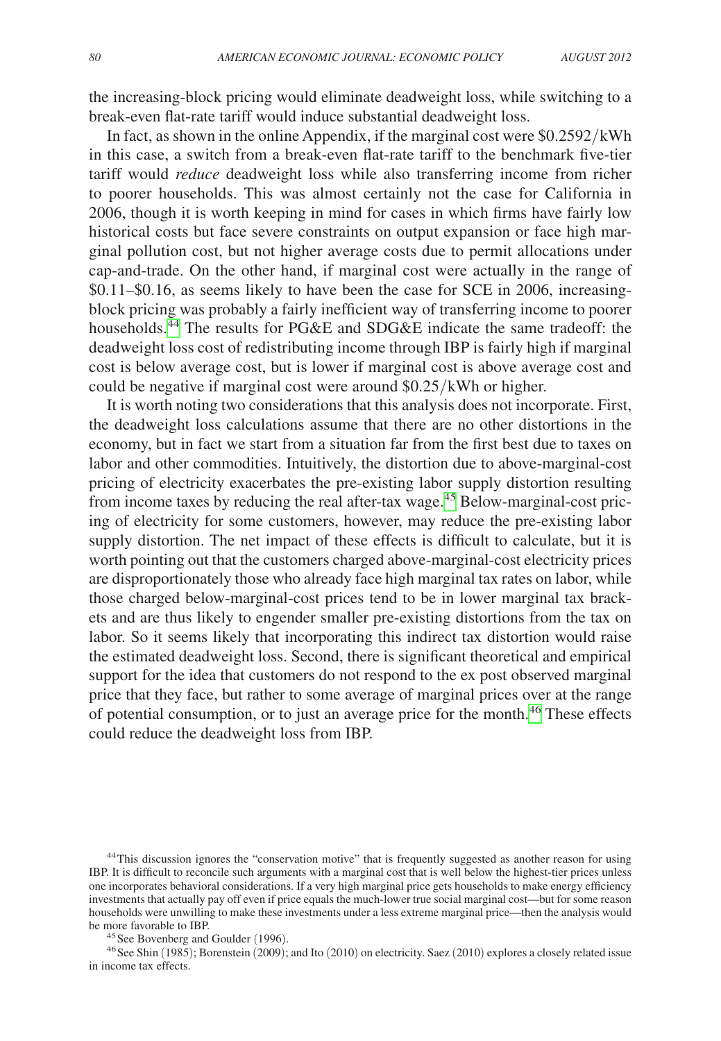the increasing-block pricing would eliminate deadweight loss, while switching to a break-even flat-rate tariff would induce substantial deadweight loss.

In fact, as shown in the online Appendix, if the marginal cost were \$0.2592/kWh in this case, a switch from a break-even flat-rate tariff to the benchmark five-tier tariff would *reduce* deadweight loss while also transferring income from richer to poorer households. This was almost certainly not the case for California in 2006, though it is worth keeping in mind for cases in which firms have fairly low historical costs but face severe constraints on output expansion or face high marginal pollution cost, but not higher average costs due to permit allocations under cap-and-trade. On the other hand, if marginal cost were actually in the range of \$0.11–\$0.16, as seems likely to have been the case for SCE in 2006, increasing-block pricing was probably a fairly inefficient way of transferring income to poorer households.[44] The results for PG&E and SDG&E indicate the same tradeoff: the deadweight loss cost of redistributing income through IBP is fairly high if marginal cost is below average cost, but is lower if marginal cost is above average cost and could be negative if marginal cost were around \$0.25/kWh or higher.

It is worth noting two considerations that this analysis does not incorporate. First, the deadweight loss calculations assume that there are no other distortions in the economy, but in fact we start from a situation far from the first best due to taxes on labor and other commodities. Intuitively, the distortion due to above-marginal-cost pricing of electricity exacerbates the pre-existing labor supply distortion resulting from income taxes by reducing the real after-tax wage.[45] Below-marginal-cost pricing of electricity for some customers, however, may reduce the pre-existing labor supply distortion. The net impact of these effects is difficult to calculate, but it is worth pointing out that the customers charged above-marginal-cost electricity prices are disproportionately those who already face high marginal tax rates on labor, while those charged below-marginal-cost prices tend to be in lower marginal tax brackets and are thus likely to engender smaller pre-existing distortions from the tax on labor. So it seems likely that incorporating this indirect tax distortion would raise the estimated deadweight loss. Second, there is significant theoretical and empirical support for the idea that customers do not respond to the ex post observed marginal price that they face, but rather to some average of marginal prices over at the range of potential consumption, or to just an average price for the month.[46] These effects could reduce the deadweight loss from IBP.

---

[44] This discussion ignores the "conservation motive" that is frequently suggested as another reason for using IBP. It is difficult to reconcile such arguments with a marginal cost that is well below the highest-tier prices unless one incorporates behavioral considerations. If a very high marginal price gets households to make energy efficiency investments that actually pay off even if price equals the much-lower true social marginal cost—but for some reason households were unwilling to make these investments under a less extreme marginal price—then the analysis would be more favorable to IBP.

[45] See Bovenberg and Goulder (1996).

[46] See Shin (1985); Borenstein (2009); and Ito (2010) on electricity. Saez (2010) explores a closely related issue in income tax effects.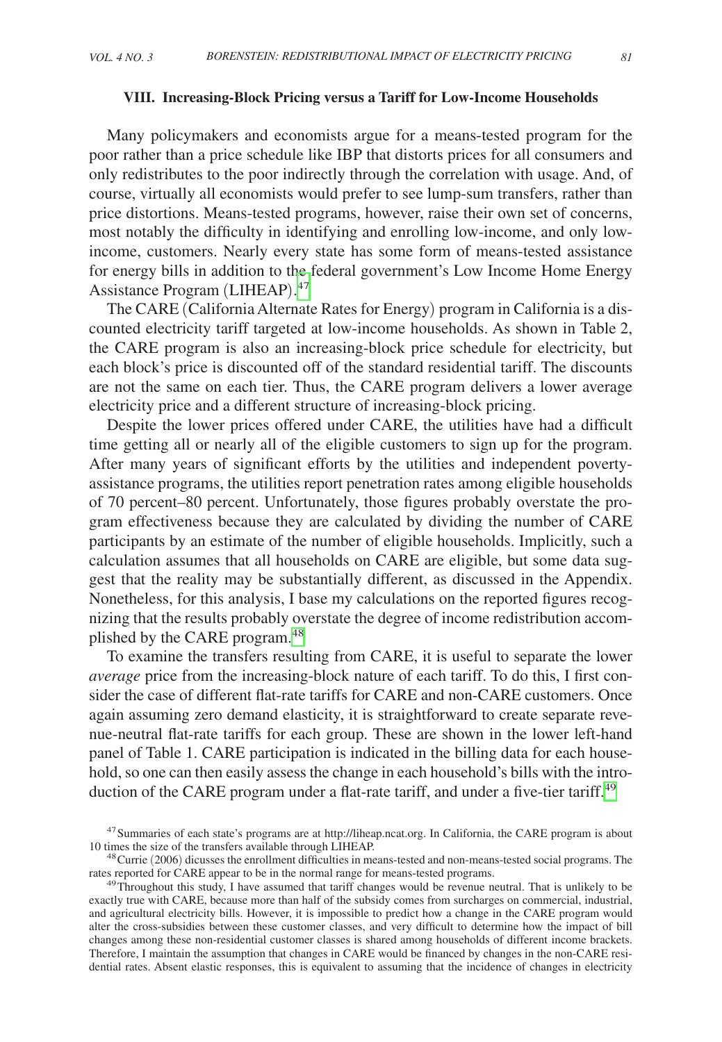### VIII. Increasing-Block Pricing versus a Tariff for Low-Income Households

Many policymakers and economists argue for a means-tested program for the poor rather than a price schedule like IBP that distorts prices for all consumers and only redistributes to the poor indirectly through the correlation with usage. And, of course, virtually all economists would prefer to see lump-sum transfers, rather than price distortions. Means-tested programs, however, raise their own set of concerns, most notably the difficulty in identifying and enrolling low-income, and only low-income, customers. Nearly every state has some form of means-tested assistance for energy bills in addition to the federal government's Low Income Home Energy Assistance Program (LIHEAP).[47]

The CARE (California Alternate Rates for Energy) program in California is a discounted electricity tariff targeted at low-income households. As shown in Table 2, the CARE program is also an increasing-block price schedule for electricity, but each block's price is discounted off of the standard residential tariff. The discounts are not the same on each tier. Thus, the CARE program delivers a lower average electricity price and a different structure of increasing-block pricing.

Despite the lower prices offered under CARE, the utilities have had a difficult time getting all or nearly all of the eligible customers to sign up for the program. After many years of significant efforts by the utilities and independent poverty-assistance programs, the utilities report penetration rates among eligible households of 70 percent–80 percent. Unfortunately, those figures probably overstate the program effectiveness because they are calculated by dividing the number of CARE participants by an estimate of the number of eligible households. Implicitly, such a calculation assumes that all households on CARE are eligible, but some data suggest that the reality may be substantially different, as discussed in the Appendix. Nonetheless, for this analysis, I base my calculations on the reported figures recognizing that the results probably overstate the degree of income redistribution accomplished by the CARE program.[48]

To examine the transfers resulting from CARE, it is useful to separate the lower *average* price from the increasing-block nature of each tariff. To do this, I first consider the case of different flat-rate tariffs for CARE and non-CARE customers. Once again assuming zero demand elasticity, it is straightforward to create separate revenue-neutral flat-rate tariffs for each group. These are shown in the lower left-hand panel of Table 1. CARE participation is indicated in the billing data for each household, so one can then easily assess the change in each household's bills with the introduction of the CARE program under a flat-rate tariff, and under a five-tier tariff.[49]

[47] Summaries of each state's programs are at http://liheap.ncat.org. In California, the CARE program is about 10 times the size of the transfers available through LIHEAP.

[48] Currie (2006) dicusses the enrollment difficulties in means-tested and non-means-tested social programs. The rates reported for CARE appear to be in the normal range for means-tested programs.

[49] Throughout this study, I have assumed that tariff changes would be revenue neutral. That is unlikely to be exactly true with CARE, because more than half of the subsidy comes from surcharges on commercial, industrial, and agricultural electricity bills. However, it is impossible to predict how a change in the CARE program would alter the cross-subsidies between these customer classes, and very difficult to determine how the impact of bill changes among these non-residential customer classes is shared among households of different income brackets. Therefore, I maintain the assumption that changes in CARE would be financed by changes in the non-CARE residential rates. Absent elastic responses, this is equivalent to assuming that the incidence of changes in electricity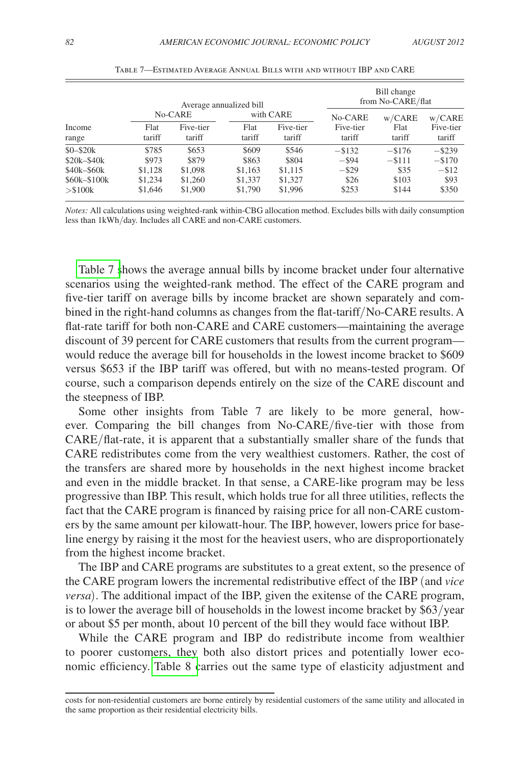Table 7—Estimated Average Annual Bills with and without IBP and CARE

| | Average annualized bill | | | | Bill change from No-CARE/flat | | |
|---|---|---|---|---|---|---|---|
| | No-CARE | | with CARE | | No-CARE | w/CARE | w/CARE |
| Income range | Flat tariff | Five-tier tariff | Flat tariff | Five-tier tariff | Five-tier tariff | Flat tariff | Five-tier tariff |
| \$0–\$20k | \$785 | \$653 | \$609 | \$546 | −\$132 | −\$176 | −\$239 |
| \$20k–\$40k | \$973 | \$879 | \$863 | \$804 | −\$94 | −\$111 | −\$170 |
| \$40k–\$60k | \$1,128 | \$1,098 | \$1,163 | \$1,115 | −\$29 | \$35 | −\$12 |
| \$60k–\$100k | \$1,234 | \$1,260 | \$1,337 | \$1,327 | \$26 | \$103 | \$93 |
| >\$100k | \$1,646 | \$1,900 | \$1,790 | \$1,996 | \$253 | \$144 | \$350 |

*Notes:* All calculations using weighted-rank within-CBG allocation method. Excludes bills with daily consumption less than 1kWh/day. Includes all CARE and non-CARE customers.

Table 7 shows the average annual bills by income bracket under four alternative scenarios using the weighted-rank method. The effect of the CARE program and five-tier tariff on average bills by income bracket are shown separately and combined in the right-hand columns as changes from the flat-tariff/No-CARE results. A flat-rate tariff for both non-CARE and CARE customers—maintaining the average discount of 39 percent for CARE customers that results from the current program—would reduce the average bill for households in the lowest income bracket to \$609 versus \$653 if the IBP tariff was offered, but with no means-tested program. Of course, such a comparison depends entirely on the size of the CARE discount and the steepness of IBP.

Some other insights from Table 7 are likely to be more general, however. Comparing the bill changes from No-CARE/five-tier with those from CARE/flat-rate, it is apparent that a substantially smaller share of the funds that CARE redistributes come from the very wealthiest customers. Rather, the cost of the transfers are shared more by households in the next highest income bracket and even in the middle bracket. In that sense, a CARE-like program may be less progressive than IBP. This result, which holds true for all three utilities, reflects the fact that the CARE program is financed by raising price for all non-CARE customers by the same amount per kilowatt-hour. The IBP, however, lowers price for baseline energy by raising it the most for the heaviest users, who are disproportionately from the highest income bracket.

The IBP and CARE programs are substitutes to a great extent, so the presence of the CARE program lowers the incremental redistributive effect of the IBP (and *vice versa*). The additional impact of the IBP, given the exitense of the CARE program, is to lower the average bill of households in the lowest income bracket by \$63/year or about \$5 per month, about 10 percent of the bill they would face without IBP.

While the CARE program and IBP do redistribute income from wealthier to poorer customers, they both also distort prices and potentially lower economic efficiency. Table 8 carries out the same type of elasticity adjustment and

costs for non-residential customers are borne entirely by residential customers of the same utility and allocated in the same proportion as their residential electricity bills.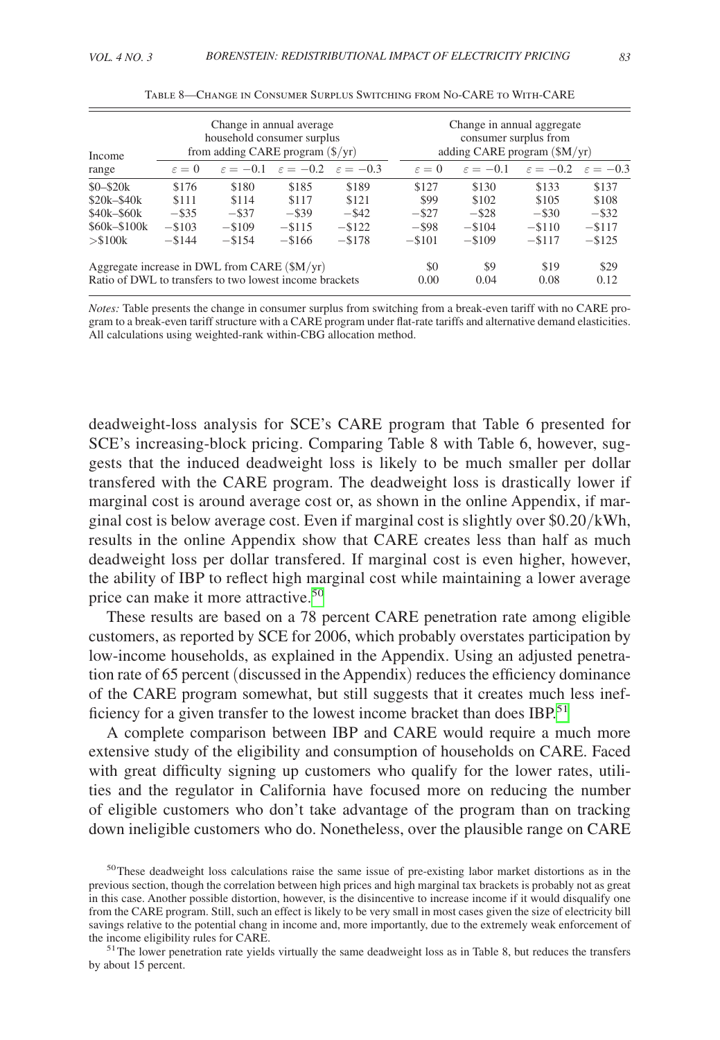Table 8—Change in Consumer Surplus Switching from No-CARE to With-CARE

| Income range | Change in annual average household consumer surplus from adding CARE program (\$/yr) | | | | Change in annual aggregate consumer surplus from adding CARE program (\$M/yr) | | | |
|---|---|---|---|---|---|---|---|---|
| | $\varepsilon = 0$ | $\varepsilon = -0.1$ | $\varepsilon = -0.2$ | $\varepsilon = -0.3$ | $\varepsilon = 0$ | $\varepsilon = -0.1$ | $\varepsilon = -0.2$ | $\varepsilon = -0.3$ |
| \$0–\$20k | \$176 | \$180 | \$185 | \$189 | \$127 | \$130 | \$133 | \$137 |
| \$20k–\$40k | \$111 | \$114 | \$117 | \$121 | \$99 | \$102 | \$105 | \$108 |
| \$40k–\$60k | −\$35 | −\$37 | −\$39 | −\$42 | −\$27 | −\$28 | −\$30 | −\$32 |
| \$60k–\$100k | −\$103 | −\$109 | −\$115 | −\$122 | −\$98 | −\$104 | −\$110 | −\$117 |
| >\$100k | −\$144 | −\$154 | −\$166 | −\$178 | −\$101 | −\$109 | −\$117 | −\$125 |
| Aggregate increase in DWL from CARE (\$M/yr) | | | | | \$0 | \$9 | \$19 | \$29 |
| Ratio of DWL to transfers to two lowest income brackets | | | | | 0.00 | 0.04 | 0.08 | 0.12 |

*Notes:* Table presents the change in consumer surplus from switching from a break-even tariff with no CARE program to a break-even tariff structure with a CARE program under flat-rate tariffs and alternative demand elasticities. All calculations using weighted-rank within-CBG allocation method.

deadweight-loss analysis for SCE's CARE program that Table 6 presented for SCE's increasing-block pricing. Comparing Table 8 with Table 6, however, suggests that the induced deadweight loss is likely to be much smaller per dollar transfered with the CARE program. The deadweight loss is drastically lower if marginal cost is around average cost or, as shown in the online Appendix, if marginal cost is below average cost. Even if marginal cost is slightly over \$0.20/kWh, results in the online Appendix show that CARE creates less than half as much deadweight loss per dollar transfered. If marginal cost is even higher, however, the ability of IBP to reflect high marginal cost while maintaining a lower average price can make it more attractive.[50]

These results are based on a 78 percent CARE penetration rate among eligible customers, as reported by SCE for 2006, which probably overstates participation by low-income households, as explained in the Appendix. Using an adjusted penetration rate of 65 percent (discussed in the Appendix) reduces the efficiency dominance of the CARE program somewhat, but still suggests that it creates much less inefficiency for a given transfer to the lowest income bracket than does IBP.[51]

A complete comparison between IBP and CARE would require a much more extensive study of the eligibility and consumption of households on CARE. Faced with great difficulty signing up customers who qualify for the lower rates, utilities and the regulator in California have focused more on reducing the number of eligible customers who don't take advantage of the program than on tracking down ineligible customers who do. Nonetheless, over the plausible range on CARE

[50] These deadweight loss calculations raise the same issue of pre-existing labor market distortions as in the previous section, though the correlation between high prices and high marginal tax brackets is probably not as great in this case. Another possible distortion, however, is the disincentive to increase income if it would disqualify one from the CARE program. Still, such an effect is likely to be very small in most cases given the size of electricity bill savings relative to the potential chang in income and, more importantly, due to the extremely weak enforcement of the income eligibility rules for CARE.

[51] The lower penetration rate yields virtually the same deadweight loss as in Table 8, but reduces the transfers by about 15 percent.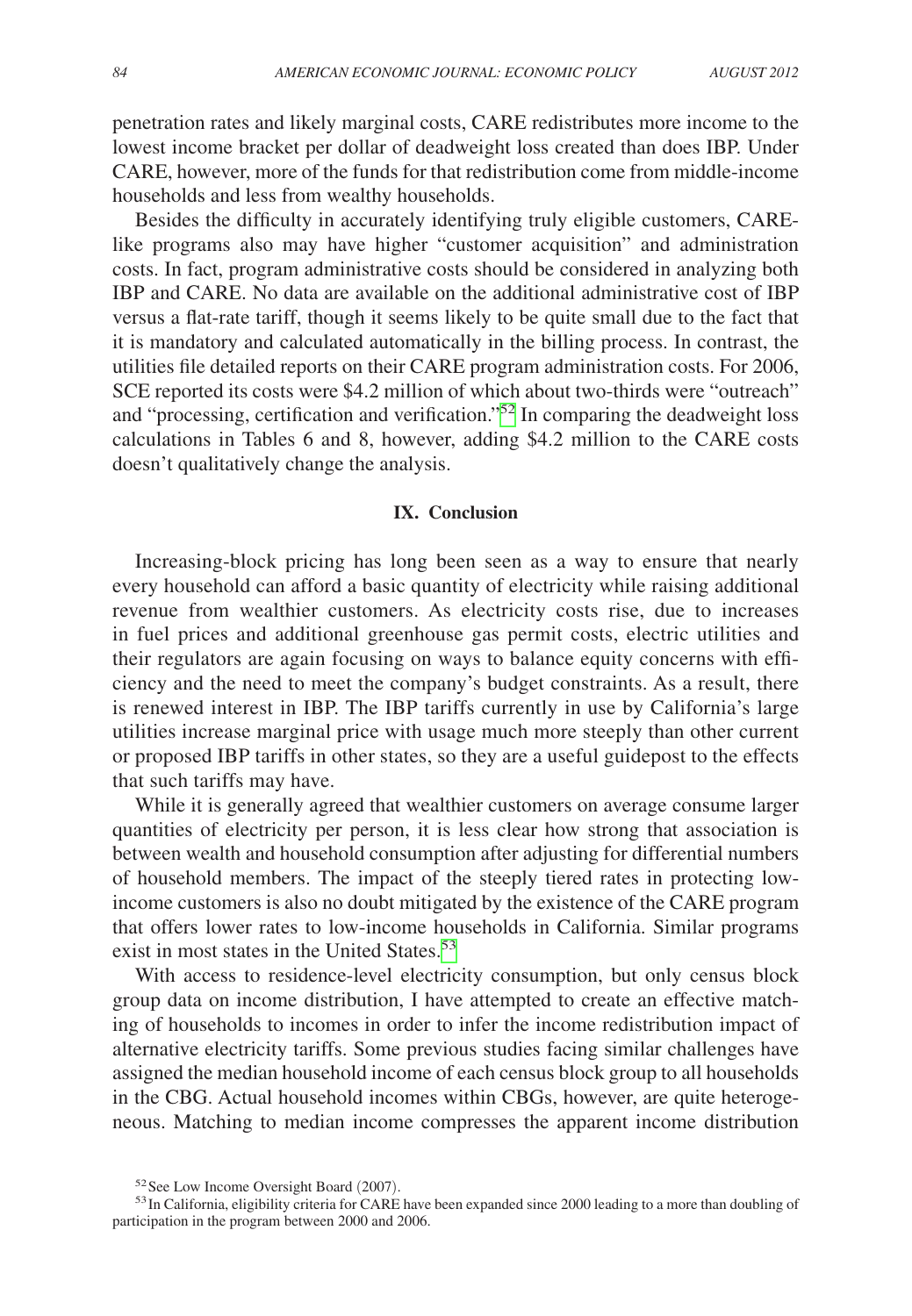penetration rates and likely marginal costs, CARE redistributes more income to the lowest income bracket per dollar of deadweight loss created than does IBP. Under CARE, however, more of the funds for that redistribution come from middle-income households and less from wealthy households.

Besides the difficulty in accurately identifying truly eligible customers, CARE-like programs also may have higher "customer acquisition" and administration costs. In fact, program administrative costs should be considered in analyzing both IBP and CARE. No data are available on the additional administrative cost of IBP versus a flat-rate tariff, though it seems likely to be quite small due to the fact that it is mandatory and calculated automatically in the billing process. In contrast, the utilities file detailed reports on their CARE program administration costs. For 2006, SCE reported its costs were \$4.2 million of which about two-thirds were "outreach" and "processing, certification and verification."[52] In comparing the deadweight loss calculations in Tables 6 and 8, however, adding \$4.2 million to the CARE costs doesn't qualitatively change the analysis.

## IX. Conclusion

Increasing-block pricing has long been seen as a way to ensure that nearly every household can afford a basic quantity of electricity while raising additional revenue from wealthier customers. As electricity costs rise, due to increases in fuel prices and additional greenhouse gas permit costs, electric utilities and their regulators are again focusing on ways to balance equity concerns with efficiency and the need to meet the company's budget constraints. As a result, there is renewed interest in IBP. The IBP tariffs currently in use by California's large utilities increase marginal price with usage much more steeply than other current or proposed IBP tariffs in other states, so they are a useful guidepost to the effects that such tariffs may have.

While it is generally agreed that wealthier customers on average consume larger quantities of electricity per person, it is less clear how strong that association is between wealth and household consumption after adjusting for differential numbers of household members. The impact of the steeply tiered rates in protecting low-income customers is also no doubt mitigated by the existence of the CARE program that offers lower rates to low-income households in California. Similar programs exist in most states in the United States.[53]

With access to residence-level electricity consumption, but only census block group data on income distribution, I have attempted to create an effective matching of households to incomes in order to infer the income redistribution impact of alternative electricity tariffs. Some previous studies facing similar challenges have assigned the median household income of each census block group to all households in the CBG. Actual household incomes within CBGs, however, are quite heterogeneous. Matching to median income compresses the apparent income distribution

[52] See Low Income Oversight Board (2007).

[53] In California, eligibility criteria for CARE have been expanded since 2000 leading to a more than doubling of participation in the program between 2000 and 2006.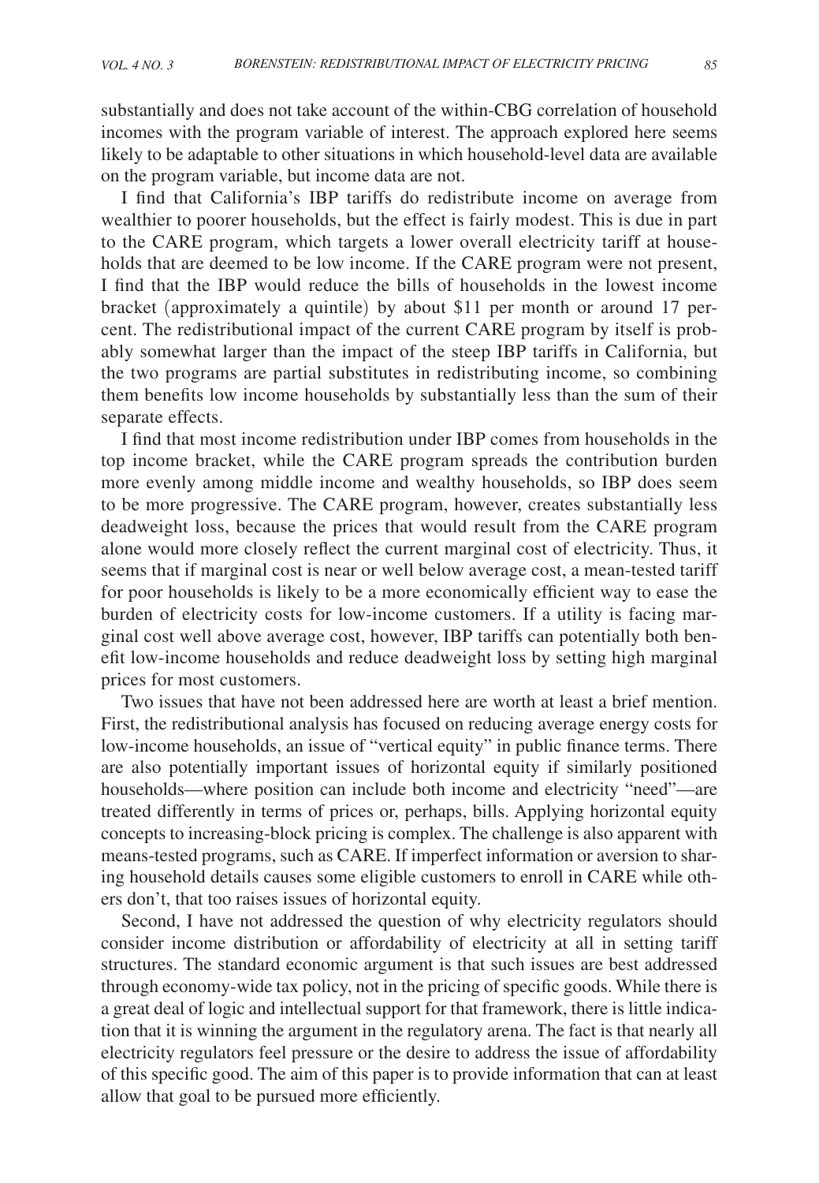substantially and does not take account of the within-CBG correlation of household incomes with the program variable of interest. The approach explored here seems likely to be adaptable to other situations in which household-level data are available on the program variable, but income data are not.

I find that California's IBP tariffs do redistribute income on average from wealthier to poorer households, but the effect is fairly modest. This is due in part to the CARE program, which targets a lower overall electricity tariff at households that are deemed to be low income. If the CARE program were not present, I find that the IBP would reduce the bills of households in the lowest income bracket (approximately a quintile) by about \$11 per month or around 17 percent. The redistributional impact of the current CARE program by itself is probably somewhat larger than the impact of the steep IBP tariffs in California, but the two programs are partial substitutes in redistributing income, so combining them benefits low income households by substantially less than the sum of their separate effects.

I find that most income redistribution under IBP comes from households in the top income bracket, while the CARE program spreads the contribution burden more evenly among middle income and wealthy households, so IBP does seem to be more progressive. The CARE program, however, creates substantially less deadweight loss, because the prices that would result from the CARE program alone would more closely reflect the current marginal cost of electricity. Thus, it seems that if marginal cost is near or well below average cost, a mean-tested tariff for poor households is likely to be a more economically efficient way to ease the burden of electricity costs for low-income customers. If a utility is facing marginal cost well above average cost, however, IBP tariffs can potentially both benefit low-income households and reduce deadweight loss by setting high marginal prices for most customers.

Two issues that have not been addressed here are worth at least a brief mention. First, the redistributional analysis has focused on reducing average energy costs for low-income households, an issue of "vertical equity" in public finance terms. There are also potentially important issues of horizontal equity if similarly positioned households—where position can include both income and electricity "need"—are treated differently in terms of prices or, perhaps, bills. Applying horizontal equity concepts to increasing-block pricing is complex. The challenge is also apparent with means-tested programs, such as CARE. If imperfect information or aversion to sharing household details causes some eligible customers to enroll in CARE while others don't, that too raises issues of horizontal equity.

Second, I have not addressed the question of why electricity regulators should consider income distribution or affordability of electricity at all in setting tariff structures. The standard economic argument is that such issues are best addressed through economy-wide tax policy, not in the pricing of specific goods. While there is a great deal of logic and intellectual support for that framework, there is little indication that it is winning the argument in the regulatory arena. The fact is that nearly all electricity regulators feel pressure or the desire to address the issue of affordability of this specific good. The aim of this paper is to provide information that can at least allow that goal to be pursued more efficiently.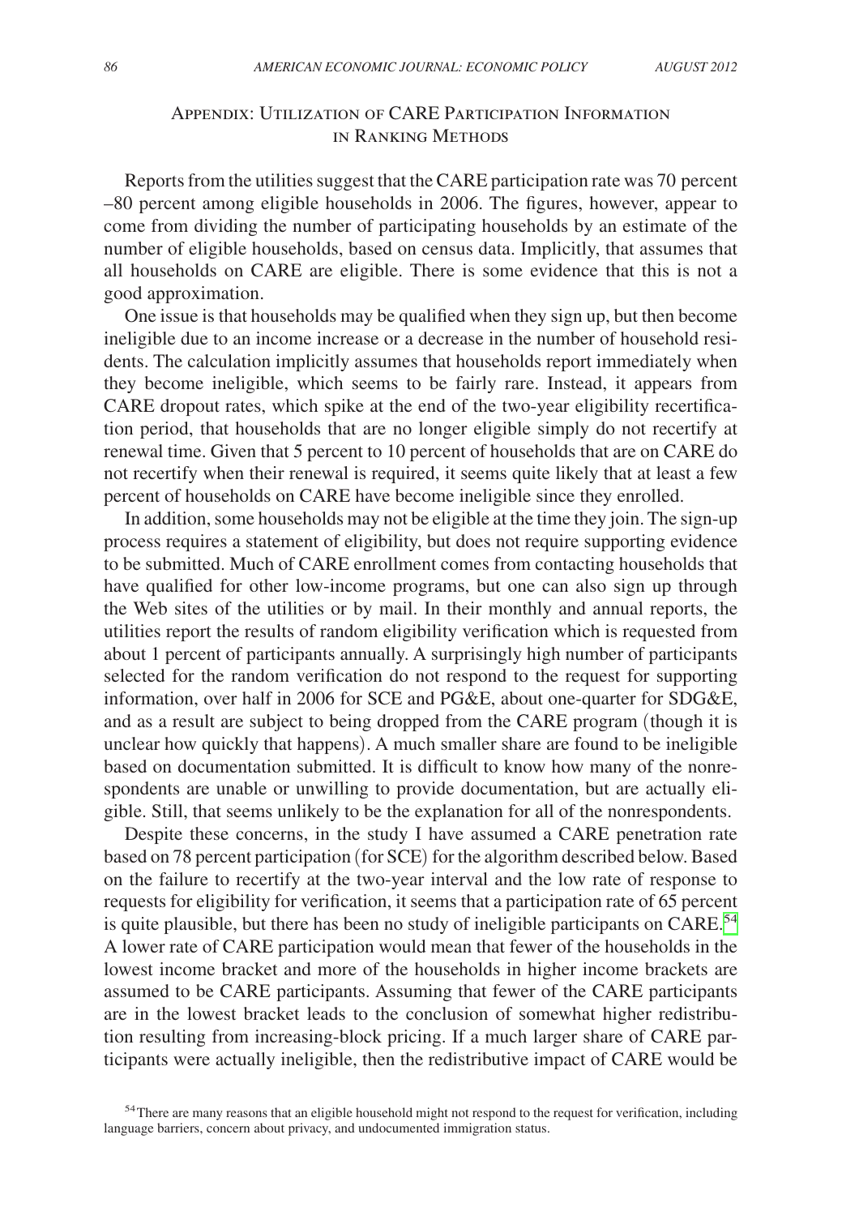## Appendix: Utilization of CARE Participation Information in Ranking Methods

Reports from the utilities suggest that the CARE participation rate was 70 percent –80 percent among eligible households in 2006. The figures, however, appear to come from dividing the number of participating households by an estimate of the number of eligible households, based on census data. Implicitly, that assumes that all households on CARE are eligible. There is some evidence that this is not a good approximation.

One issue is that households may be qualified when they sign up, but then become ineligible due to an income increase or a decrease in the number of household residents. The calculation implicitly assumes that households report immediately when they become ineligible, which seems to be fairly rare. Instead, it appears from CARE dropout rates, which spike at the end of the two-year eligibility recertification period, that households that are no longer eligible simply do not recertify at renewal time. Given that 5 percent to 10 percent of households that are on CARE do not recertify when their renewal is required, it seems quite likely that at least a few percent of households on CARE have become ineligible since they enrolled.

In addition, some households may not be eligible at the time they join. The sign-up process requires a statement of eligibility, but does not require supporting evidence to be submitted. Much of CARE enrollment comes from contacting households that have qualified for other low-income programs, but one can also sign up through the Web sites of the utilities or by mail. In their monthly and annual reports, the utilities report the results of random eligibility verification which is requested from about 1 percent of participants annually. A surprisingly high number of participants selected for the random verification do not respond to the request for supporting information, over half in 2006 for SCE and PG&E, about one-quarter for SDG&E, and as a result are subject to being dropped from the CARE program (though it is unclear how quickly that happens). A much smaller share are found to be ineligible based on documentation submitted. It is difficult to know how many of the nonrespondents are unable or unwilling to provide documentation, but are actually eligible. Still, that seems unlikely to be the explanation for all of the nonrespondents.

Despite these concerns, in the study I have assumed a CARE penetration rate based on 78 percent participation (for SCE) for the algorithm described below. Based on the failure to recertify at the two-year interval and the low rate of response to requests for eligibility for verification, it seems that a participation rate of 65 percent is quite plausible, but there has been no study of ineligible participants on CARE.[54] A lower rate of CARE participation would mean that fewer of the households in the lowest income bracket and more of the households in higher income brackets are assumed to be CARE participants. Assuming that fewer of the CARE participants are in the lowest bracket leads to the conclusion of somewhat higher redistribution resulting from increasing-block pricing. If a much larger share of CARE participants were actually ineligible, then the redistributive impact of CARE would be

[54] There are many reasons that an eligible household might not respond to the request for verification, including language barriers, concern about privacy, and undocumented immigration status.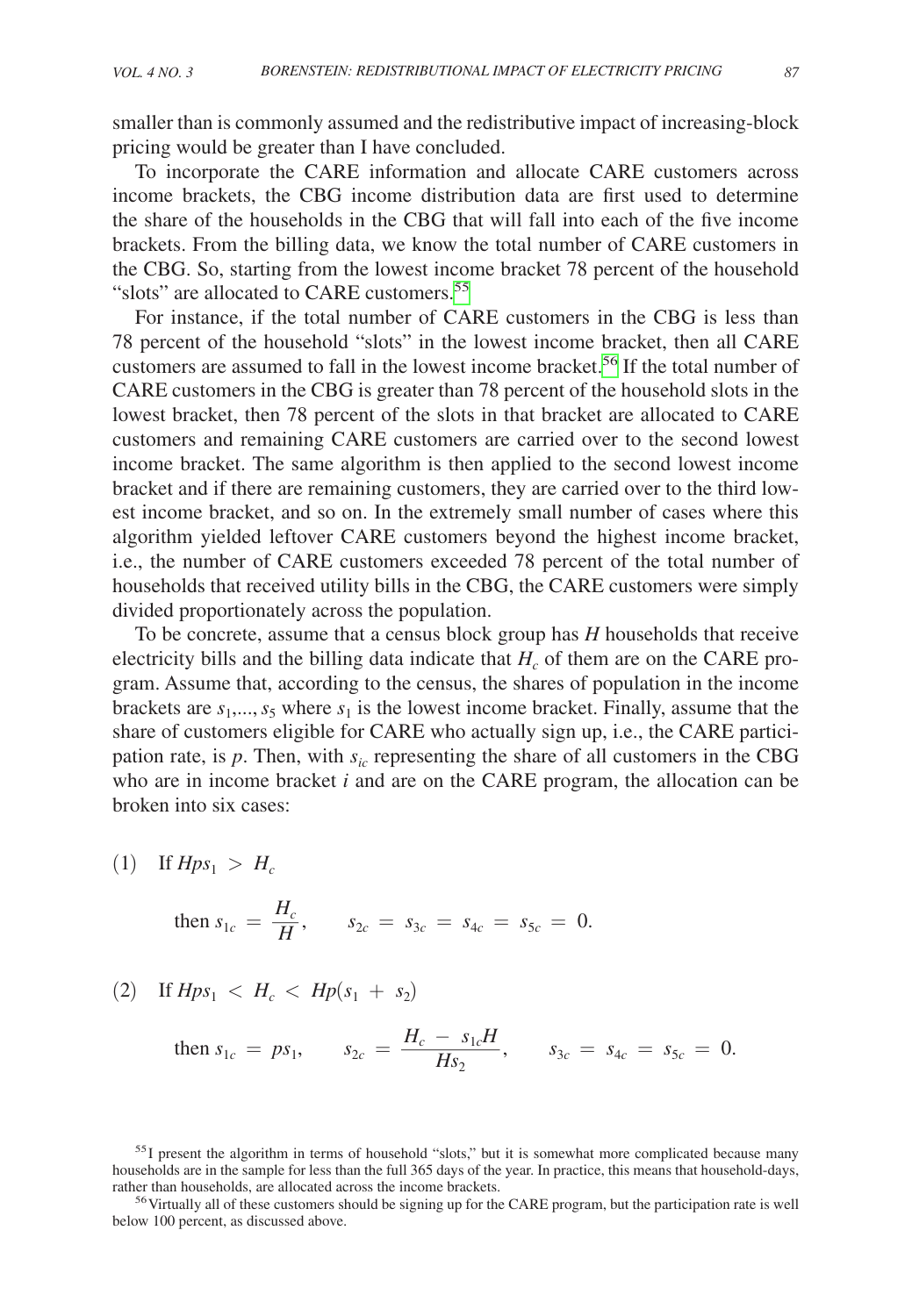smaller than is commonly assumed and the redistributive impact of increasing-block pricing would be greater than I have concluded.

To incorporate the CARE information and allocate CARE customers across income brackets, the CBG income distribution data are first used to determine the share of the households in the CBG that will fall into each of the five income brackets. From the billing data, we know the total number of CARE customers in the CBG. So, starting from the lowest income bracket 78 percent of the household "slots" are allocated to CARE customers.[55]

For instance, if the total number of CARE customers in the CBG is less than 78 percent of the household "slots" in the lowest income bracket, then all CARE customers are assumed to fall in the lowest income bracket.[56] If the total number of CARE customers in the CBG is greater than 78 percent of the household slots in the lowest bracket, then 78 percent of the slots in that bracket are allocated to CARE customers and remaining CARE customers are carried over to the second lowest income bracket. The same algorithm is then applied to the second lowest income bracket and if there are remaining customers, they are carried over to the third lowest income bracket, and so on. In the extremely small number of cases where this algorithm yielded leftover CARE customers beyond the highest income bracket, i.e., the number of CARE customers exceeded 78 percent of the total number of households that received utility bills in the CBG, the CARE customers were simply divided proportionately across the population.

To be concrete, assume that a census block group has $H$ households that receive electricity bills and the billing data indicate that $H_c$ of them are on the CARE program. Assume that, according to the census, the shares of population in the income brackets are $s_1,..., s_5$ where $s_1$ is the lowest income bracket. Finally, assume that the share of customers eligible for CARE who actually sign up, i.e., the CARE participation rate, is $p$. Then, with $s_{ic}$ representing the share of all customers in the CBG who are in income bracket $i$ and are on the CARE program, the allocation can be broken into six cases:

(1) If $Hps_1 > H_c$

$$\text{then } s_{1c} = \frac{H_c}{H}, \qquad s_{2c} = s_{3c} = s_{4c} = s_{5c} = 0.$$

(2) If $Hps_1 < H_c < Hp(s_1 + s_2)$

$$\text{then } s_{1c} = ps_1, \qquad s_{2c} = \frac{H_c - s_{1c}H}{Hs_2}, \qquad s_{3c} = s_{4c} = s_{5c} = 0.$$

[55] I present the algorithm in terms of household "slots," but it is somewhat more complicated because many households are in the sample for less than the full 365 days of the year. In practice, this means that household-days, rather than households, are allocated across the income brackets.

[56] Virtually all of these customers should be signing up for the CARE program, but the participation rate is well below 100 percent, as discussed above.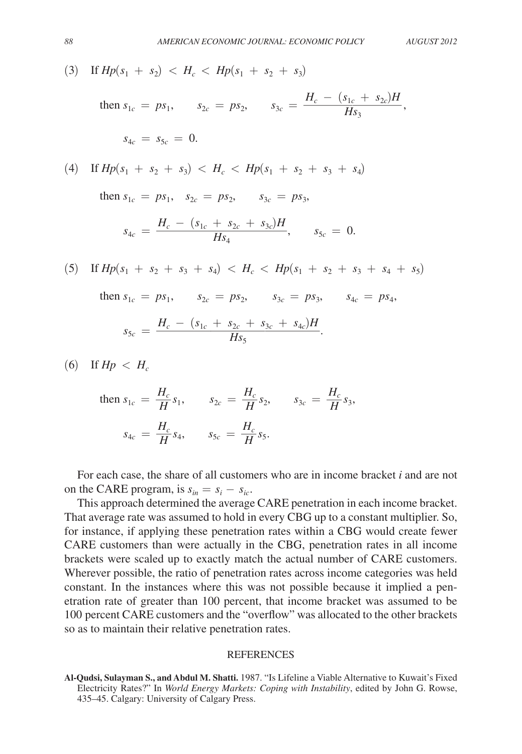(3) If $Hp(s_1 + s_2) < H_c < Hp(s_1 + s_2 + s_3)$

$$\text{then } s_{1c} = ps_1, \qquad s_{2c} = ps_2, \qquad s_{3c} = \frac{H_c - (s_{1c} + s_{2c})H}{Hs_3},$$

$$s_{4c} = s_{5c} = 0.$$

(4) If $Hp(s_1 + s_2 + s_3) < H_c < Hp(s_1 + s_2 + s_3 + s_4)$

$$\text{then } s_{1c} = ps_1, \quad s_{2c} = ps_2, \qquad s_{3c} = ps_3,$$

$$s_{4c} = \frac{H_c - (s_{1c} + s_{2c} + s_{3c})H}{Hs_4}, \qquad s_{5c} = 0.$$

(5) If $Hp(s_1 + s_2 + s_3 + s_4) < H_c < Hp(s_1 + s_2 + s_3 + s_4 + s_5)$

$$\text{then } s_{1c} = ps_1, \qquad s_{2c} = ps_2, \qquad s_{3c} = ps_3, \qquad s_{4c} = ps_4,$$

$$s_{5c} = \frac{H_c - (s_{1c} + s_{2c} + s_{3c} + s_{4c})H}{Hs_5}.$$

(6) If $Hp < H_c$

$$\text{then } s_{1c} = \frac{H_c}{H}s_1, \qquad s_{2c} = \frac{H_c}{H}s_2, \qquad s_{3c} = \frac{H_c}{H}s_3,$$

$$s_{4c} = \frac{H_c}{H}s_4, \qquad s_{5c} = \frac{H_c}{H}s_5.$$

For each case, the share of all customers who are in income bracket *i* and are not on the CARE program, is $s_{in} = s_i - s_{ic}$.

This approach determined the average CARE penetration in each income bracket. That average rate was assumed to hold in every CBG up to a constant multiplier. So, for instance, if applying these penetration rates within a CBG would create fewer CARE customers than were actually in the CBG, penetration rates in all income brackets were scaled up to exactly match the actual number of CARE customers. Wherever possible, the ratio of penetration rates across income categories was held constant. In the instances where this was not possible because it implied a penetration rate of greater than 100 percent, that income bracket was assumed to be 100 percent CARE customers and the "overflow" was allocated to the other brackets so as to maintain their relative penetration rates.

## REFERENCES

**Al-Qudsi, Sulayman S., and Abdul M. Shatti.** 1987. "Is Lifeline a Viable Alternative to Kuwait's Fixed Electricity Rates?" In *World Energy Markets: Coping with Instability*, edited by John G. Rowse, 435–45. Calgary: University of Calgary Press.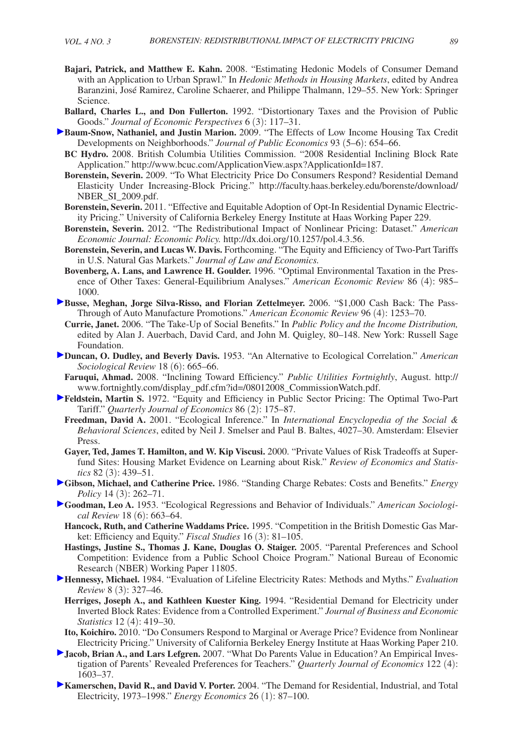**Bajari, Patrick, and Matthew E. Kahn.** 2008. "Estimating Hedonic Models of Consumer Demand with an Application to Urban Sprawl." In *Hedonic Methods in Housing Markets*, edited by Andrea Baranzini, José Ramirez, Caroline Schaerer, and Philippe Thalmann, 129–55. New York: Springer Science.

**Ballard, Charles L., and Don Fullerton.** 1992. "Distortionary Taxes and the Provision of Public Goods." *Journal of Economic Perspectives* 6 (3): 117–31.

**Baum-Snow, Nathaniel, and Justin Marion.** 2009. "The Effects of Low Income Housing Tax Credit Developments on Neighborhoods." *Journal of Public Economics* 93 (5–6): 654–66.

**BC Hydro.** 2008. British Columbia Utilities Commission. "2008 Residential Inclining Block Rate Application." http://www.bcuc.com/ApplicationView.aspx?ApplicationId=187.

**Borenstein, Severin.** 2009. "To What Electricity Price Do Consumers Respond? Residential Demand Elasticity Under Increasing-Block Pricing." http://faculty.haas.berkeley.edu/borenste/download/NBER_SI_2009.pdf.

**Borenstein, Severin.** 2011. "Effective and Equitable Adoption of Opt-In Residential Dynamic Electricity Pricing." University of California Berkeley Energy Institute at Haas Working Paper 229.

**Borenstein, Severin.** 2012. "The Redistributional Impact of Nonlinear Pricing: Dataset." *American Economic Journal: Economic Policy.* http://dx.doi.org/10.1257/pol.4.3.56.

**Borenstein, Severin, and Lucas W. Davis.** Forthcoming. "The Equity and Efficiency of Two-Part Tariffs in U.S. Natural Gas Markets." *Journal of Law and Economics.*

**Bovenberg, A. Lans, and Lawrence H. Goulder.** 1996. "Optimal Environmental Taxation in the Presence of Other Taxes: General-Equilibrium Analyses." *American Economic Review* 86 (4): 985–1000.

**Busse, Meghan, Jorge Silva-Risso, and Florian Zettelmeyer.** 2006. "$1,000 Cash Back: The Pass-Through of Auto Manufacture Promotions." *American Economic Review* 96 (4): 1253–70.

**Currie, Janet.** 2006. "The Take-Up of Social Benefits." In *Public Policy and the Income Distribution,* edited by Alan J. Auerbach, David Card, and John M. Quigley, 80–148. New York: Russell Sage Foundation.

**Duncan, O. Dudley, and Beverly Davis.** 1953. "An Alternative to Ecological Correlation." *American Sociological Review* 18 (6): 665–66.

**Faruqui, Ahmad.** 2008. "Inclining Toward Efficiency." *Public Utilities Fortnightly*, August. http://www.fortnightly.com/display_pdf.cfm?id=/08012008_CommissionWatch.pdf.

**Feldstein, Martin S.** 1972. "Equity and Efficiency in Public Sector Pricing: The Optimal Two-Part Tariff." *Quarterly Journal of Economics* 86 (2): 175–87.

**Freedman, David A.** 2001. "Ecological Inference." In *International Encyclopedia of the Social & Behavioral Sciences*, edited by Neil J. Smelser and Paul B. Baltes, 4027–30. Amsterdam: Elsevier Press.

**Gayer, Ted, James T. Hamilton, and W. Kip Viscusi.** 2000. "Private Values of Risk Tradeoffs at Superfund Sites: Housing Market Evidence on Learning about Risk." *Review of Economics and Statistics* 82 (3): 439–51.

**Gibson, Michael, and Catherine Price.** 1986. "Standing Charge Rebates: Costs and Benefits." *Energy Policy* 14 (3): 262–71.

**Goodman, Leo A.** 1953. "Ecological Regressions and Behavior of Individuals." *American Sociological Review* 18 (6): 663–64.

**Hancock, Ruth, and Catherine Waddams Price.** 1995. "Competition in the British Domestic Gas Market: Efficiency and Equity." *Fiscal Studies* 16 (3): 81–105.

**Hastings, Justine S., Thomas J. Kane, Douglas O. Staiger.** 2005. "Parental Preferences and School Competition: Evidence from a Public School Choice Program." National Bureau of Economic Research (NBER) Working Paper 11805.

**Hennessy, Michael.** 1984. "Evaluation of Lifeline Electricity Rates: Methods and Myths." *Evaluation Review* 8 (3): 327–46.

**Herriges, Joseph A., and Kathleen Kuester King.** 1994. "Residential Demand for Electricity under Inverted Block Rates: Evidence from a Controlled Experiment." *Journal of Business and Economic Statistics* 12 (4): 419–30.

**Ito, Koichiro.** 2010. "Do Consumers Respond to Marginal or Average Price? Evidence from Nonlinear Electricity Pricing." University of California Berkeley Energy Institute at Haas Working Paper 210.

**Jacob, Brian A., and Lars Lefgren.** 2007. "What Do Parents Value in Education? An Empirical Investigation of Parents' Revealed Preferences for Teachers." *Quarterly Journal of Economics* 122 (4): 1603–37.

**Kamerschen, David R., and David V. Porter.** 2004. "The Demand for Residential, Industrial, and Total Electricity, 1973–1998." *Energy Economics* 26 (1): 87–100.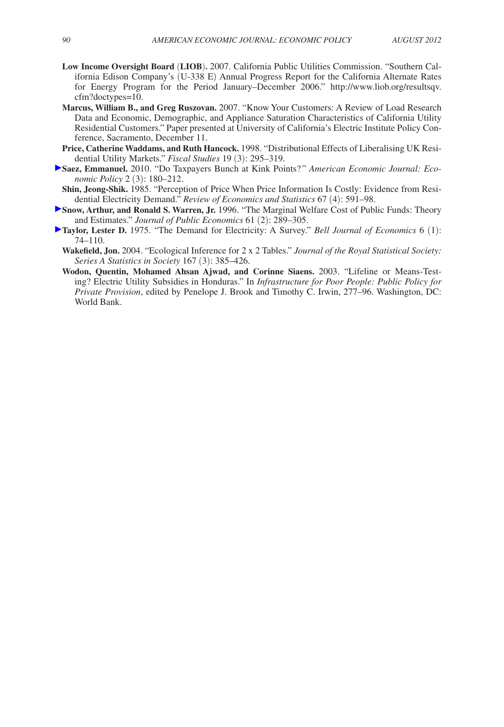**Low Income Oversight Board (LIOB).** 2007. California Public Utilities Commission. "Southern California Edison Company's (U-338 E) Annual Progress Report for the California Alternate Rates for Energy Program for the Period January–December 2006." http://www.liob.org/resultsqv.cfm?doctypes=10.

**Marcus, William B., and Greg Ruszovan.** 2007. "Know Your Customers: A Review of Load Research Data and Economic, Demographic, and Appliance Saturation Characteristics of California Utility Residential Customers." Paper presented at University of California's Electric Institute Policy Conference, Sacramento, December 11.

**Price, Catherine Waddams, and Ruth Hancock.** 1998. "Distributional Effects of Liberalising UK Residential Utility Markets." *Fiscal Studies* 19 (3): 295–319.

**Saez, Emmanuel.** 2010. "Do Taxpayers Bunch at Kink Points?" *American Economic Journal: Economic Policy* 2 (3): 180–212.

**Shin, Jeong-Shik.** 1985. "Perception of Price When Price Information Is Costly: Evidence from Residential Electricity Demand." *Review of Economics and Statistics* 67 (4): 591–98.

**Snow, Arthur, and Ronald S. Warren, Jr.** 1996. "The Marginal Welfare Cost of Public Funds: Theory and Estimates." *Journal of Public Economics* 61 (2): 289–305.

**Taylor, Lester D.** 1975. "The Demand for Electricity: A Survey." *Bell Journal of Economics* 6 (1): 74–110.

**Wakefield, Jon.** 2004. "Ecological Inference for 2 x 2 Tables." *Journal of the Royal Statistical Society: Series A Statistics in Society* 167 (3): 385–426.

**Wodon, Quentin, Mohamed Ahsan Ajwad, and Corinne Siaens.** 2003. "Lifeline or Means-Testing? Electric Utility Subsidies in Honduras." In *Infrastructure for Poor People: Public Policy for Private Provision*, edited by Penelope J. Brook and Timothy C. Irwin, 277–96. Washington, DC: World Bank.